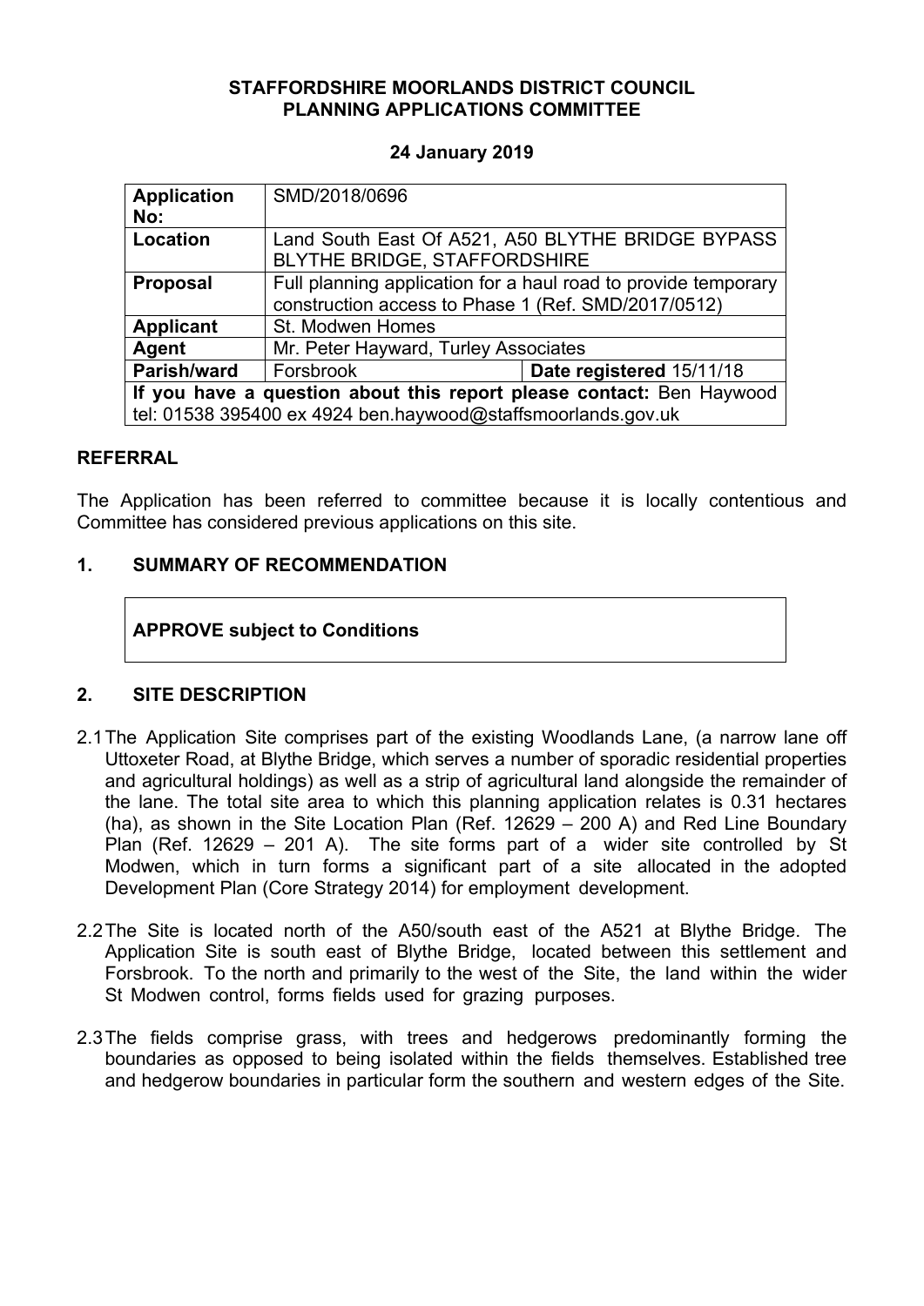**STAFFORDSHIRE MOORLANDS DISTRICT COUNCIL**
**PLANNING APPLICATIONS COMMITTEE**

**24 January 2019**

| **Application No:** | SMD/2018/0696 | |
|---|---|---|
| **Location** | Land South East Of A521, A50 BLYTHE BRIDGE BYPASS BLYTHE BRIDGE, STAFFORDSHIRE | |
| **Proposal** | Full planning application for a haul road to provide temporary construction access to Phase 1 (Ref. SMD/2017/0512) | |
| **Applicant** | St. Modwen Homes | |
| **Agent** | Mr. Peter Hayward, Turley Associates | |
| **Parish/ward** | Forsbrook | **Date registered** 15/11/18 |
| **If you have a question about this report please contact:** Ben Haywood tel: 01538 395400 ex 4924 ben.haywood@staffsmoorlands.gov.uk | | |

## REFERRAL

The Application has been referred to committee because it is locally contentious and Committee has considered previous applications on this site.

## 1. SUMMARY OF RECOMMENDATION

**APPROVE subject to Conditions**

## 2. SITE DESCRIPTION

2.1 The Application Site comprises part of the existing Woodlands Lane, (a narrow lane off Uttoxeter Road, at Blythe Bridge, which serves a number of sporadic residential properties and agricultural holdings) as well as a strip of agricultural land alongside the remainder of the lane. The total site area to which this planning application relates is 0.31 hectares (ha), as shown in the Site Location Plan (Ref. 12629 – 200 A) and Red Line Boundary Plan (Ref. 12629 – 201 A). The site forms part of a wider site controlled by St Modwen, which in turn forms a significant part of a site allocated in the adopted Development Plan (Core Strategy 2014) for employment development.

2.2 The Site is located north of the A50/south east of the A521 at Blythe Bridge. The Application Site is south east of Blythe Bridge, located between this settlement and Forsbrook. To the north and primarily to the west of the Site, the land within the wider St Modwen control, forms fields used for grazing purposes.

2.3 The fields comprise grass, with trees and hedgerows predominantly forming the boundaries as opposed to being isolated within the fields themselves. Established tree and hedgerow boundaries in particular form the southern and western edges of the Site.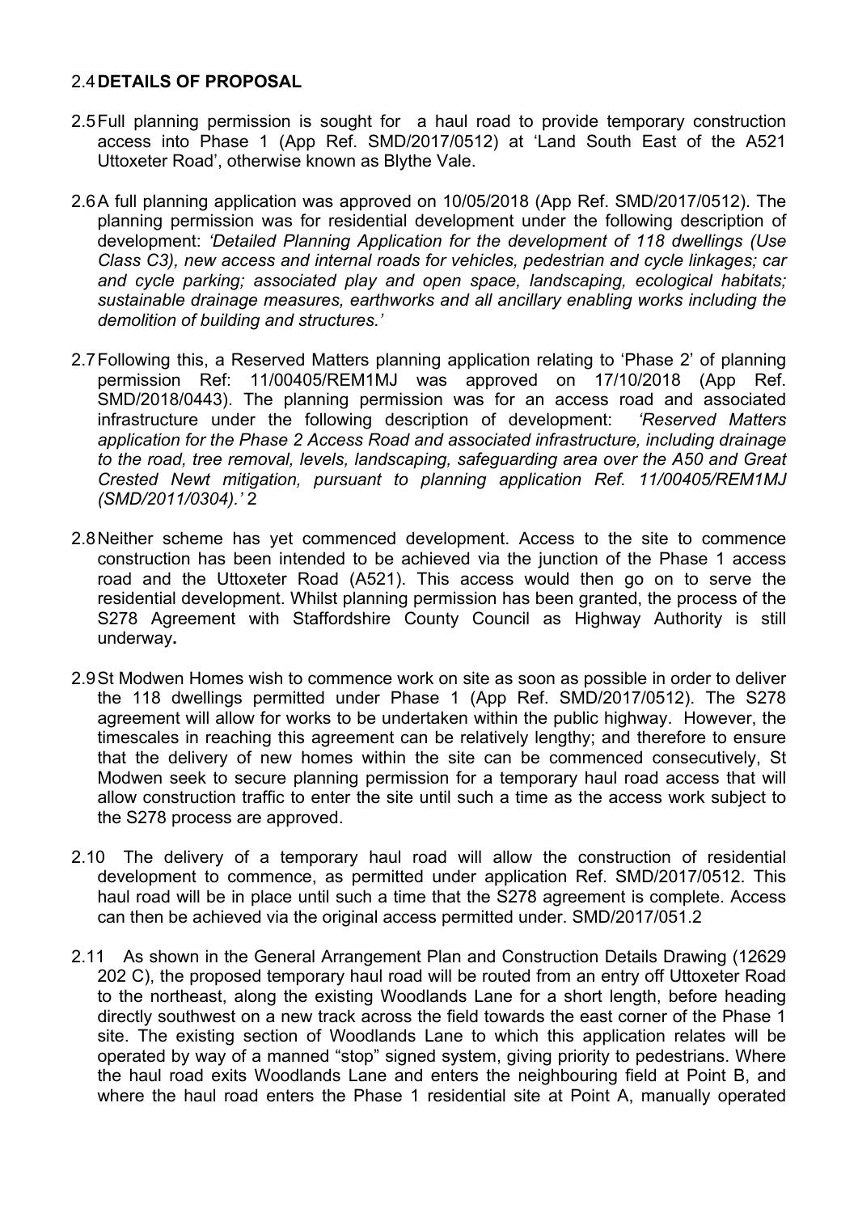## 2.4 DETAILS OF PROPOSAL

2.5 Full planning permission is sought for a haul road to provide temporary construction access into Phase 1 (App Ref. SMD/2017/0512) at 'Land South East of the A521 Uttoxeter Road', otherwise known as Blythe Vale.

2.6 A full planning application was approved on 10/05/2018 (App Ref. SMD/2017/0512). The planning permission was for residential development under the following description of development: *'Detailed Planning Application for the development of 118 dwellings (Use Class C3), new access and internal roads for vehicles, pedestrian and cycle linkages; car and cycle parking; associated play and open space, landscaping, ecological habitats; sustainable drainage measures, earthworks and all ancillary enabling works including the demolition of building and structures.'*

2.7 Following this, a Reserved Matters planning application relating to 'Phase 2' of planning permission Ref: 11/00405/REM1MJ was approved on 17/10/2018 (App Ref. SMD/2018/0443). The planning permission was for an access road and associated infrastructure under the following description of development: *'Reserved Matters application for the Phase 2 Access Road and associated infrastructure, including drainage to the road, tree removal, levels, landscaping, safeguarding area over the A50 and Great Crested Newt mitigation, pursuant to planning application Ref. 11/00405/REM1MJ (SMD/2011/0304).'* 2

2.8 Neither scheme has yet commenced development. Access to the site to commence construction has been intended to be achieved via the junction of the Phase 1 access road and the Uttoxeter Road (A521). This access would then go on to serve the residential development. Whilst planning permission has been granted, the process of the S278 Agreement with Staffordshire County Council as Highway Authority is still underway**.**

2.9 St Modwen Homes wish to commence work on site as soon as possible in order to deliver the 118 dwellings permitted under Phase 1 (App Ref. SMD/2017/0512). The S278 agreement will allow for works to be undertaken within the public highway. However, the timescales in reaching this agreement can be relatively lengthy; and therefore to ensure that the delivery of new homes within the site can be commenced consecutively, St Modwen seek to secure planning permission for a temporary haul road access that will allow construction traffic to enter the site until such a time as the access work subject to the S278 process are approved.

2.10 The delivery of a temporary haul road will allow the construction of residential development to commence, as permitted under application Ref. SMD/2017/0512. This haul road will be in place until such a time that the S278 agreement is complete. Access can then be achieved via the original access permitted under. SMD/2017/051.2

2.11 As shown in the General Arrangement Plan and Construction Details Drawing (12629 202 C), the proposed temporary haul road will be routed from an entry off Uttoxeter Road to the northeast, along the existing Woodlands Lane for a short length, before heading directly southwest on a new track across the field towards the east corner of the Phase 1 site. The existing section of Woodlands Lane to which this application relates will be operated by way of a manned "stop" signed system, giving priority to pedestrians. Where the haul road exits Woodlands Lane and enters the neighbouring field at Point B, and where the haul road enters the Phase 1 residential site at Point A, manually operated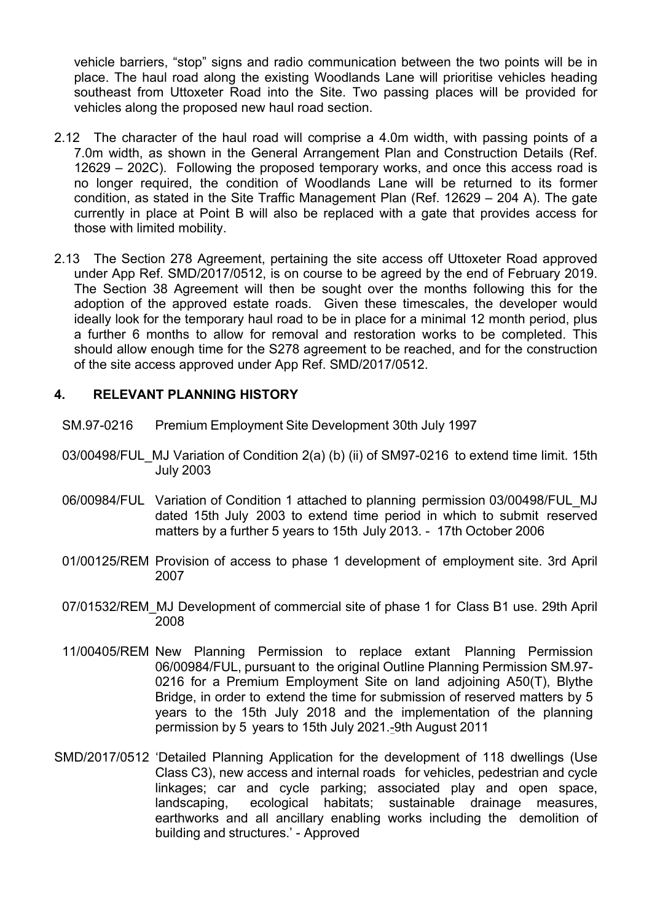vehicle barriers, "stop" signs and radio communication between the two points will be in place. The haul road along the existing Woodlands Lane will prioritise vehicles heading southeast from Uttoxeter Road into the Site. Two passing places will be provided for vehicles along the proposed new haul road section.

2.12 The character of the haul road will comprise a 4.0m width, with passing points of a 7.0m width, as shown in the General Arrangement Plan and Construction Details (Ref. 12629 – 202C). Following the proposed temporary works, and once this access road is no longer required, the condition of Woodlands Lane will be returned to its former condition, as stated in the Site Traffic Management Plan (Ref. 12629 – 204 A). The gate currently in place at Point B will also be replaced with a gate that provides access for those with limited mobility.

2.13 The Section 278 Agreement, pertaining the site access off Uttoxeter Road approved under App Ref. SMD/2017/0512, is on course to be agreed by the end of February 2019. The Section 38 Agreement will then be sought over the months following this for the adoption of the approved estate roads. Given these timescales, the developer would ideally look for the temporary haul road to be in place for a minimal 12 month period, plus a further 6 months to allow for removal and restoration works to be completed. This should allow enough time for the S278 agreement to be reached, and for the construction of the site access approved under App Ref. SMD/2017/0512.

## 4. RELEVANT PLANNING HISTORY

SM.97-0216 Premium Employment Site Development 30th July 1997

03/00498/FUL_MJ Variation of Condition 2(a) (b) (ii) of SM97-0216 to extend time limit. 15th July 2003

06/00984/FUL Variation of Condition 1 attached to planning permission 03/00498/FUL_MJ dated 15th July 2003 to extend time period in which to submit reserved matters by a further 5 years to 15th July 2013. - 17th October 2006

01/00125/REM Provision of access to phase 1 development of employment site. 3rd April 2007

07/01532/REM_MJ Development of commercial site of phase 1 for Class B1 use. 29th April 2008

11/00405/REM New Planning Permission to replace extant Planning Permission 06/00984/FUL, pursuant to the original Outline Planning Permission SM.97-0216 for a Premium Employment Site on land adjoining A50(T), Blythe Bridge, in order to extend the time for submission of reserved matters by 5 years to the 15th July 2018 and the implementation of the planning permission by 5 years to 15th July 2021.-9th August 2011

SMD/2017/0512 'Detailed Planning Application for the development of 118 dwellings (Use Class C3), new access and internal roads for vehicles, pedestrian and cycle linkages; car and cycle parking; associated play and open space, landscaping, ecological habitats; sustainable drainage measures, earthworks and all ancillary enabling works including the demolition of building and structures.' - Approved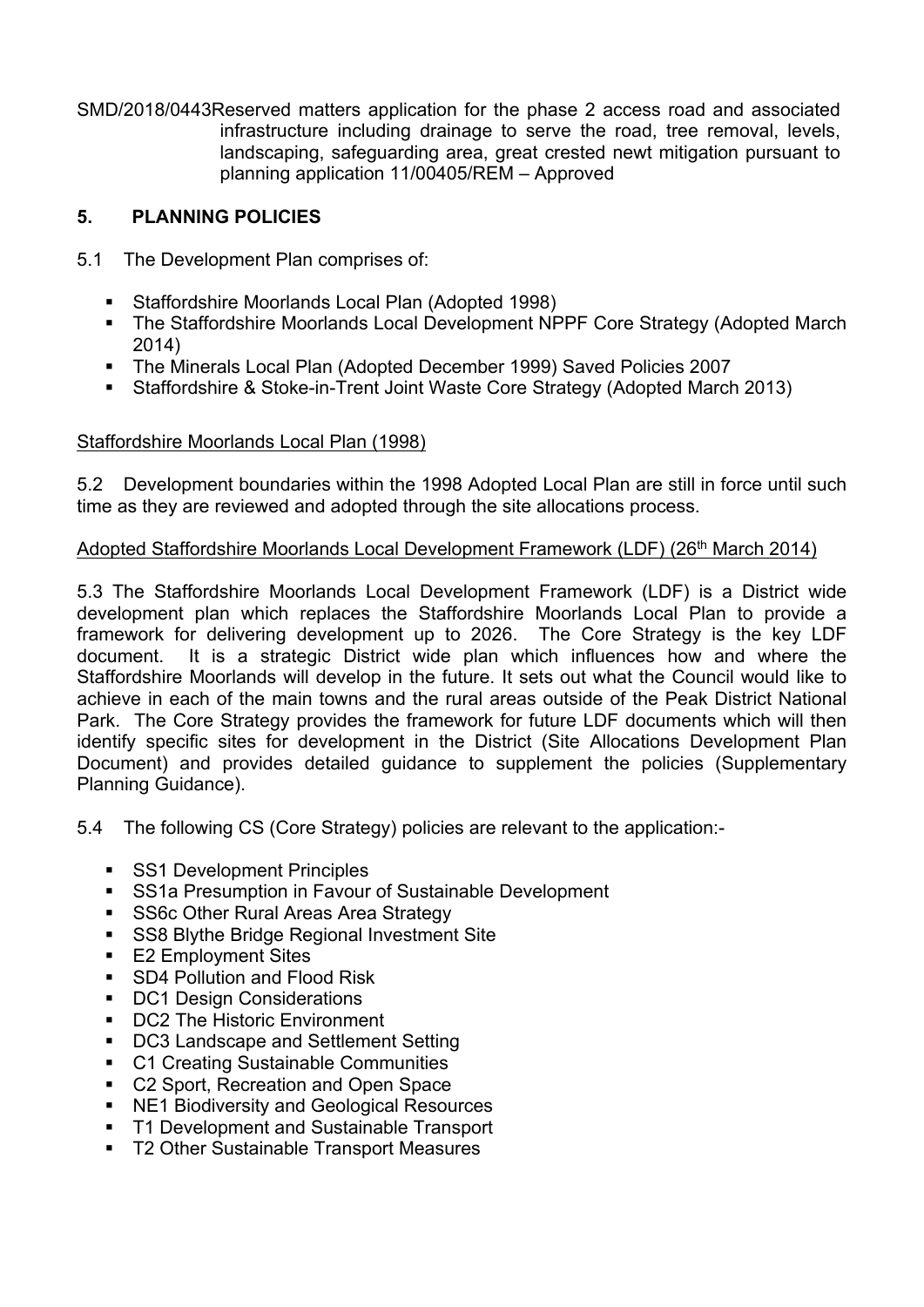SMD/2018/0443 Reserved matters application for the phase 2 access road and associated infrastructure including drainage to serve the road, tree removal, levels, landscaping, safeguarding area, great crested newt mitigation pursuant to planning application 11/00405/REM – Approved

## 5. PLANNING POLICIES

5.1 The Development Plan comprises of:

- Staffordshire Moorlands Local Plan (Adopted 1998)
- The Staffordshire Moorlands Local Development NPPF Core Strategy (Adopted March 2014)
- The Minerals Local Plan (Adopted December 1999) Saved Policies 2007
- Staffordshire & Stoke-in-Trent Joint Waste Core Strategy (Adopted March 2013)

Staffordshire Moorlands Local Plan (1998)

5.2 Development boundaries within the 1998 Adopted Local Plan are still in force until such time as they are reviewed and adopted through the site allocations process.

Adopted Staffordshire Moorlands Local Development Framework (LDF) (26th March 2014)

5.3 The Staffordshire Moorlands Local Development Framework (LDF) is a District wide development plan which replaces the Staffordshire Moorlands Local Plan to provide a framework for delivering development up to 2026. The Core Strategy is the key LDF document. It is a strategic District wide plan which influences how and where the Staffordshire Moorlands will develop in the future. It sets out what the Council would like to achieve in each of the main towns and the rural areas outside of the Peak District National Park. The Core Strategy provides the framework for future LDF documents which will then identify specific sites for development in the District (Site Allocations Development Plan Document) and provides detailed guidance to supplement the policies (Supplementary Planning Guidance).

5.4 The following CS (Core Strategy) policies are relevant to the application:-

- SS1 Development Principles
- SS1a Presumption in Favour of Sustainable Development
- SS6c Other Rural Areas Area Strategy
- SS8 Blythe Bridge Regional Investment Site
- E2 Employment Sites
- SD4 Pollution and Flood Risk
- DC1 Design Considerations
- DC2 The Historic Environment
- DC3 Landscape and Settlement Setting
- C1 Creating Sustainable Communities
- C2 Sport, Recreation and Open Space
- NE1 Biodiversity and Geological Resources
- T1 Development and Sustainable Transport
- T2 Other Sustainable Transport Measures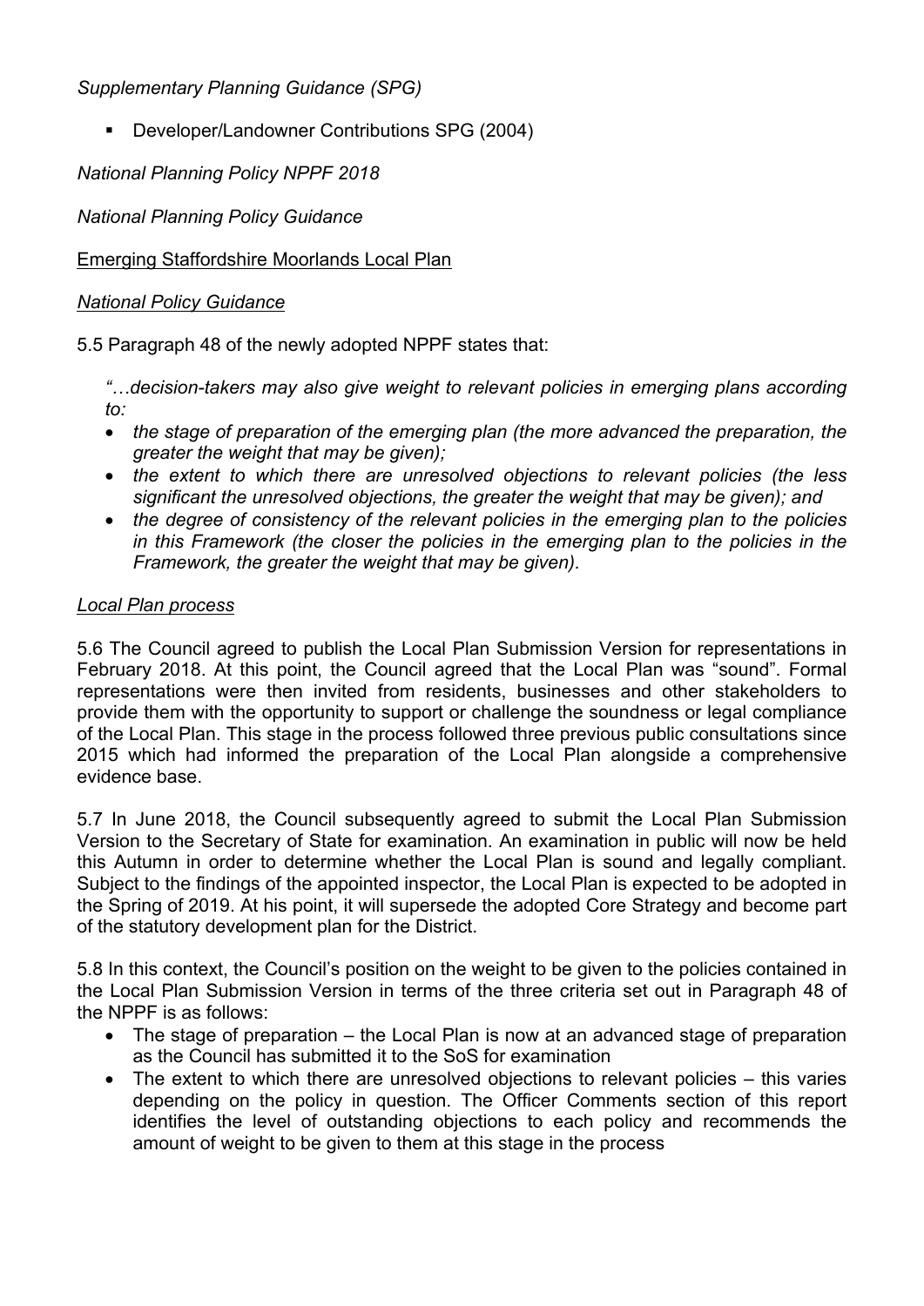*Supplementary Planning Guidance (SPG)*

- Developer/Landowner Contributions SPG (2004)

*National Planning Policy NPPF 2018*

*National Planning Policy Guidance*

Emerging Staffordshire Moorlands Local Plan

*National Policy Guidance*

5.5 Paragraph 48 of the newly adopted NPPF states that:

*"…decision-takers may also give weight to relevant policies in emerging plans according to:*

- *the stage of preparation of the emerging plan (the more advanced the preparation, the greater the weight that may be given);*
- *the extent to which there are unresolved objections to relevant policies (the less significant the unresolved objections, the greater the weight that may be given); and*
- *the degree of consistency of the relevant policies in the emerging plan to the policies in this Framework (the closer the policies in the emerging plan to the policies in the Framework, the greater the weight that may be given).*

*Local Plan process*

5.6 The Council agreed to publish the Local Plan Submission Version for representations in February 2018. At this point, the Council agreed that the Local Plan was "sound". Formal representations were then invited from residents, businesses and other stakeholders to provide them with the opportunity to support or challenge the soundness or legal compliance of the Local Plan. This stage in the process followed three previous public consultations since 2015 which had informed the preparation of the Local Plan alongside a comprehensive evidence base.

5.7 In June 2018, the Council subsequently agreed to submit the Local Plan Submission Version to the Secretary of State for examination. An examination in public will now be held this Autumn in order to determine whether the Local Plan is sound and legally compliant. Subject to the findings of the appointed inspector, the Local Plan is expected to be adopted in the Spring of 2019. At his point, it will supersede the adopted Core Strategy and become part of the statutory development plan for the District.

5.8 In this context, the Council's position on the weight to be given to the policies contained in the Local Plan Submission Version in terms of the three criteria set out in Paragraph 48 of the NPPF is as follows:

- The stage of preparation – the Local Plan is now at an advanced stage of preparation as the Council has submitted it to the SoS for examination
- The extent to which there are unresolved objections to relevant policies – this varies depending on the policy in question. The Officer Comments section of this report identifies the level of outstanding objections to each policy and recommends the amount of weight to be given to them at this stage in the process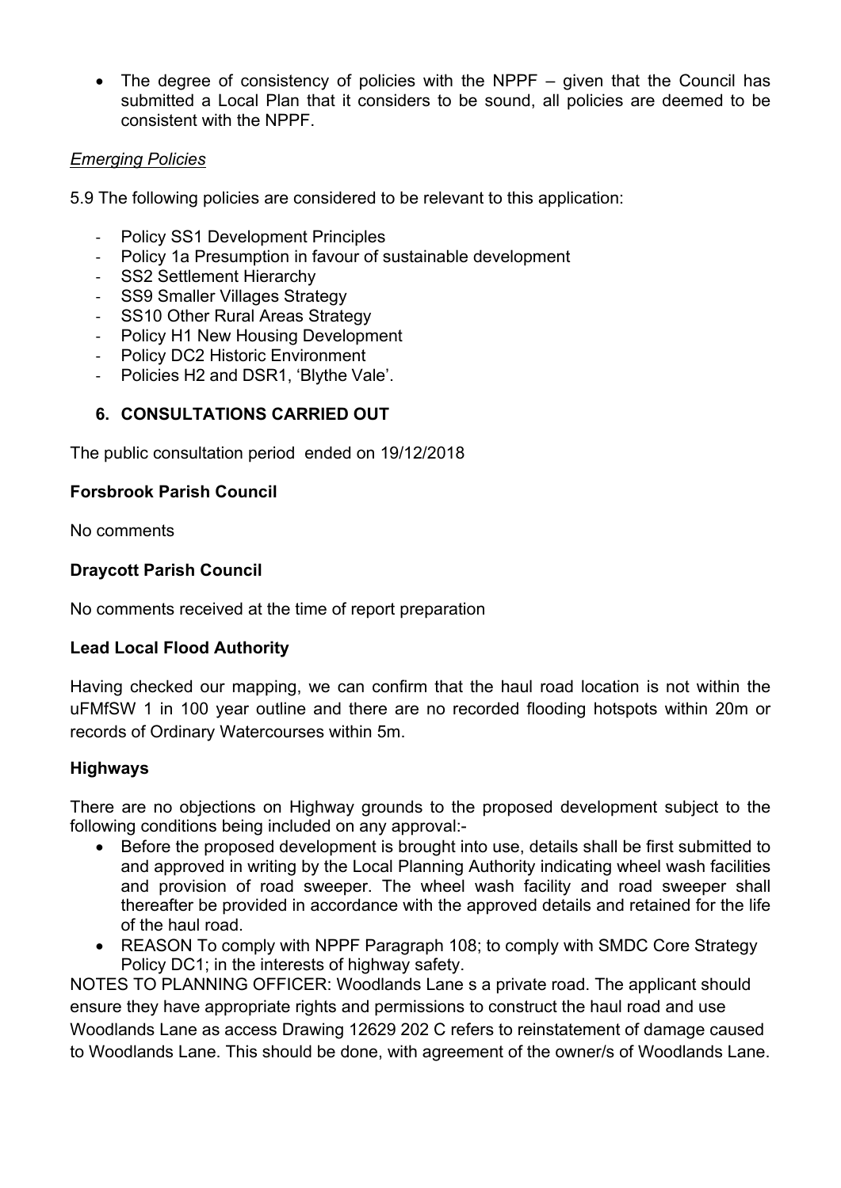- The degree of consistency of policies with the NPPF – given that the Council has submitted a Local Plan that it considers to be sound, all policies are deemed to be consistent with the NPPF.

*Emerging Policies*

5.9 The following policies are considered to be relevant to this application:

- Policy SS1 Development Principles
- Policy 1a Presumption in favour of sustainable development
- SS2 Settlement Hierarchy
- SS9 Smaller Villages Strategy
- SS10 Other Rural Areas Strategy
- Policy H1 New Housing Development
- Policy DC2 Historic Environment
- Policies H2 and DSR1, 'Blythe Vale'.

## 6. CONSULTATIONS CARRIED OUT

The public consultation period ended on 19/12/2018

**Forsbrook Parish Council**

No comments

**Draycott Parish Council**

No comments received at the time of report preparation

**Lead Local Flood Authority**

Having checked our mapping, we can confirm that the haul road location is not within the uFMfSW 1 in 100 year outline and there are no recorded flooding hotspots within 20m or records of Ordinary Watercourses within 5m.

**Highways**

There are no objections on Highway grounds to the proposed development subject to the following conditions being included on any approval:-

- Before the proposed development is brought into use, details shall be first submitted to and approved in writing by the Local Planning Authority indicating wheel wash facilities and provision of road sweeper. The wheel wash facility and road sweeper shall thereafter be provided in accordance with the approved details and retained for the life of the haul road.
- REASON To comply with NPPF Paragraph 108; to comply with SMDC Core Strategy Policy DC1; in the interests of highway safety.

NOTES TO PLANNING OFFICER: Woodlands Lane s a private road. The applicant should ensure they have appropriate rights and permissions to construct the haul road and use Woodlands Lane as access Drawing 12629 202 C refers to reinstatement of damage caused to Woodlands Lane. This should be done, with agreement of the owner/s of Woodlands Lane.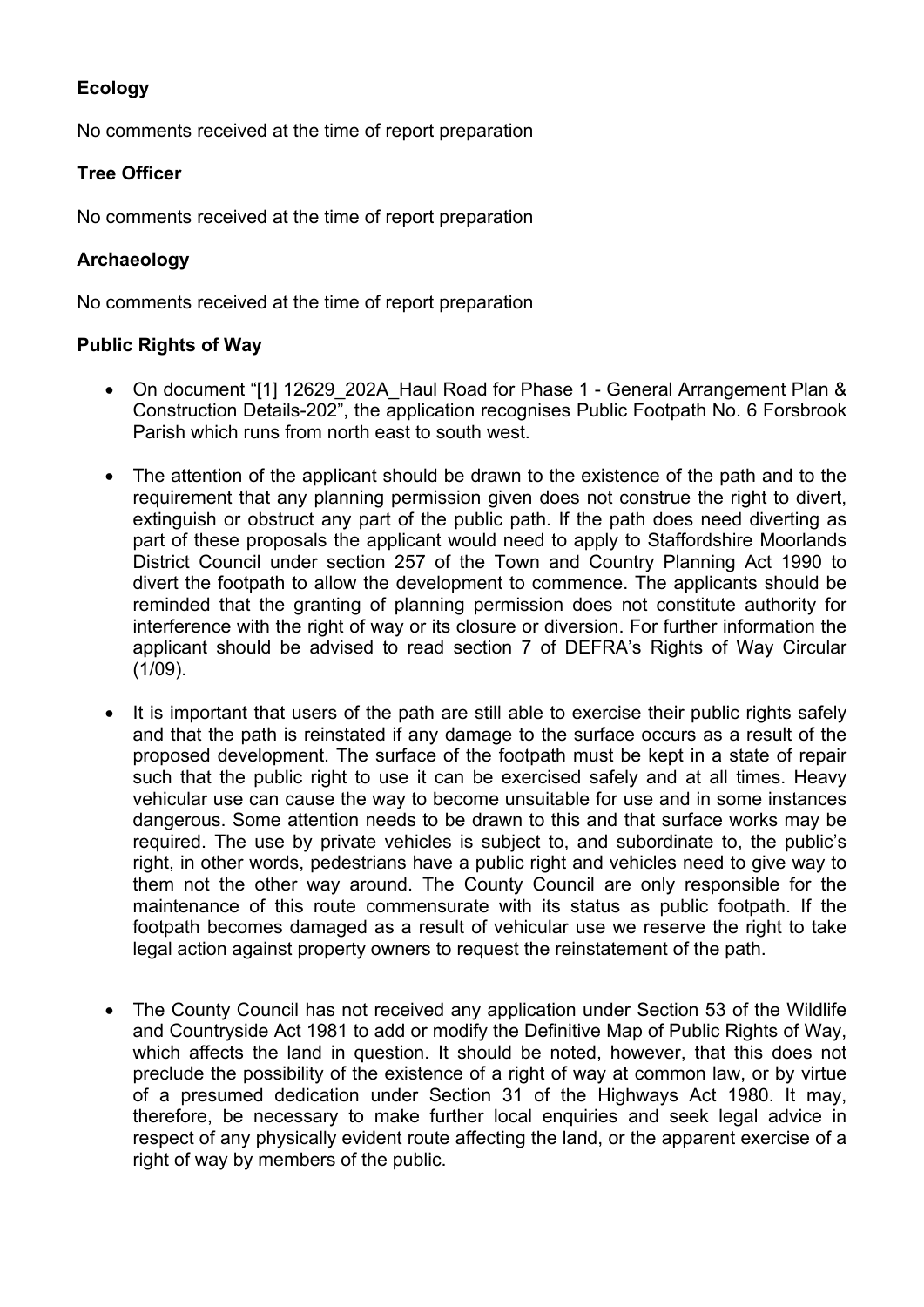**Ecology**

No comments received at the time of report preparation

**Tree Officer**

No comments received at the time of report preparation

**Archaeology**

No comments received at the time of report preparation

**Public Rights of Way**

- On document "[1] 12629_202A_Haul Road for Phase 1 - General Arrangement Plan & Construction Details-202", the application recognises Public Footpath No. 6 Forsbrook Parish which runs from north east to south west.

- The attention of the applicant should be drawn to the existence of the path and to the requirement that any planning permission given does not construe the right to divert, extinguish or obstruct any part of the public path. If the path does need diverting as part of these proposals the applicant would need to apply to Staffordshire Moorlands District Council under section 257 of the Town and Country Planning Act 1990 to divert the footpath to allow the development to commence. The applicants should be reminded that the granting of planning permission does not constitute authority for interference with the right of way or its closure or diversion. For further information the applicant should be advised to read section 7 of DEFRA's Rights of Way Circular (1/09).

- It is important that users of the path are still able to exercise their public rights safely and that the path is reinstated if any damage to the surface occurs as a result of the proposed development. The surface of the footpath must be kept in a state of repair such that the public right to use it can be exercised safely and at all times. Heavy vehicular use can cause the way to become unsuitable for use and in some instances dangerous. Some attention needs to be drawn to this and that surface works may be required. The use by private vehicles is subject to, and subordinate to, the public's right, in other words, pedestrians have a public right and vehicles need to give way to them not the other way around. The County Council are only responsible for the maintenance of this route commensurate with its status as public footpath. If the footpath becomes damaged as a result of vehicular use we reserve the right to take legal action against property owners to request the reinstatement of the path.

- The County Council has not received any application under Section 53 of the Wildlife and Countryside Act 1981 to add or modify the Definitive Map of Public Rights of Way, which affects the land in question. It should be noted, however, that this does not preclude the possibility of the existence of a right of way at common law, or by virtue of a presumed dedication under Section 31 of the Highways Act 1980. It may, therefore, be necessary to make further local enquiries and seek legal advice in respect of any physically evident route affecting the land, or the apparent exercise of a right of way by members of the public.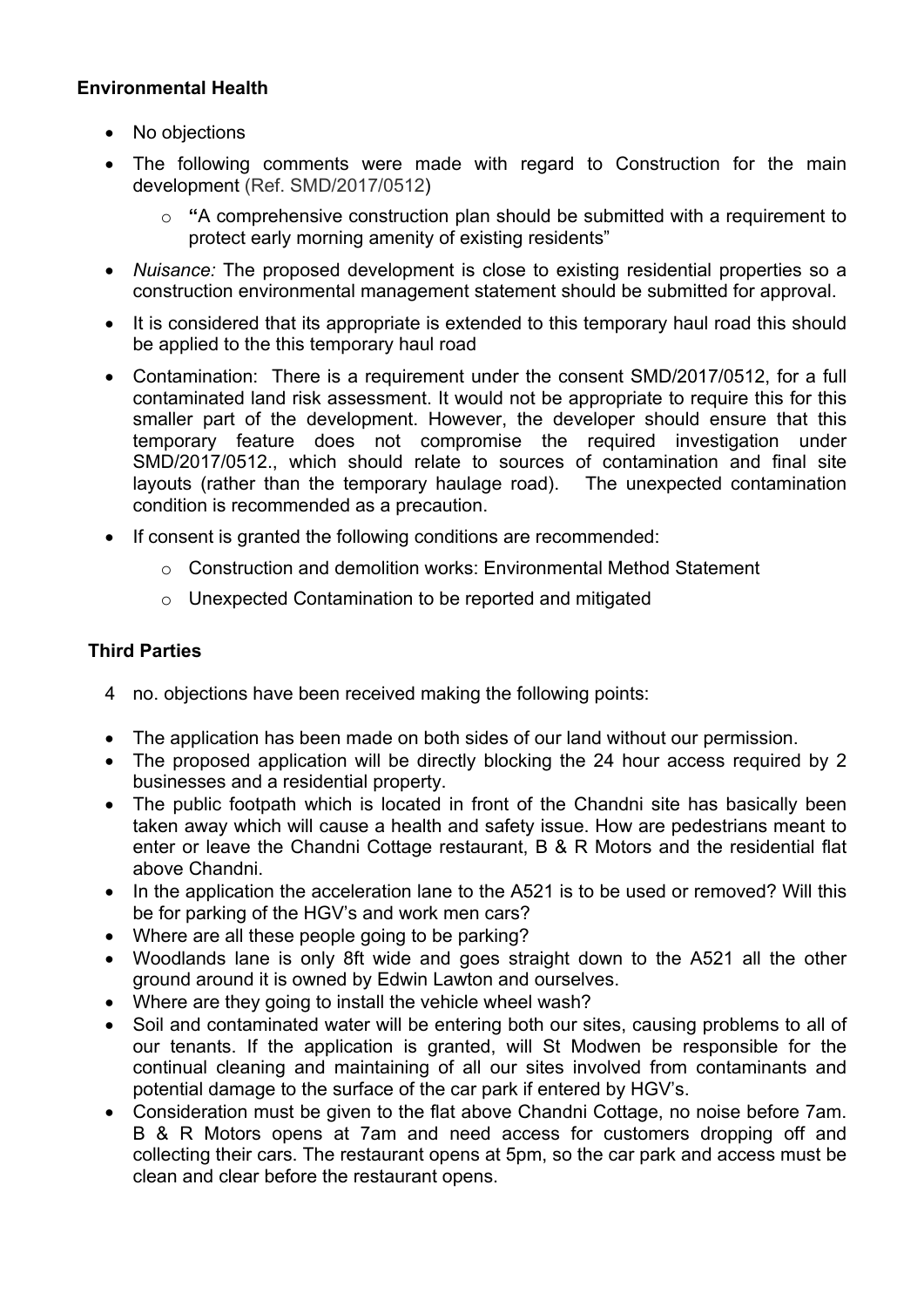**Environmental Health**

- No objections
- The following comments were made with regard to Construction for the main development (Ref. SMD/2017/0512)
    - **"**A comprehensive construction plan should be submitted with a requirement to protect early morning amenity of existing residents"
- *Nuisance:* The proposed development is close to existing residential properties so a construction environmental management statement should be submitted for approval.
- It is considered that its appropriate is extended to this temporary haul road this should be applied to the this temporary haul road
- Contamination: There is a requirement under the consent SMD/2017/0512, for a full contaminated land risk assessment. It would not be appropriate to require this for this smaller part of the development. However, the developer should ensure that this temporary feature does not compromise the required investigation under SMD/2017/0512., which should relate to sources of contamination and final site layouts (rather than the temporary haulage road). The unexpected contamination condition is recommended as a precaution.
- If consent is granted the following conditions are recommended:
    - Construction and demolition works: Environmental Method Statement
    - Unexpected Contamination to be reported and mitigated

**Third Parties**

4 no. objections have been received making the following points:

- The application has been made on both sides of our land without our permission.
- The proposed application will be directly blocking the 24 hour access required by 2 businesses and a residential property.
- The public footpath which is located in front of the Chandni site has basically been taken away which will cause a health and safety issue. How are pedestrians meant to enter or leave the Chandni Cottage restaurant, B & R Motors and the residential flat above Chandni.
- In the application the acceleration lane to the A521 is to be used or removed? Will this be for parking of the HGV's and work men cars?
- Where are all these people going to be parking?
- Woodlands lane is only 8ft wide and goes straight down to the A521 all the other ground around it is owned by Edwin Lawton and ourselves.
- Where are they going to install the vehicle wheel wash?
- Soil and contaminated water will be entering both our sites, causing problems to all of our tenants. If the application is granted, will St Modwen be responsible for the continual cleaning and maintaining of all our sites involved from contaminants and potential damage to the surface of the car park if entered by HGV's.
- Consideration must be given to the flat above Chandni Cottage, no noise before 7am. B & R Motors opens at 7am and need access for customers dropping off and collecting their cars. The restaurant opens at 5pm, so the car park and access must be clean and clear before the restaurant opens.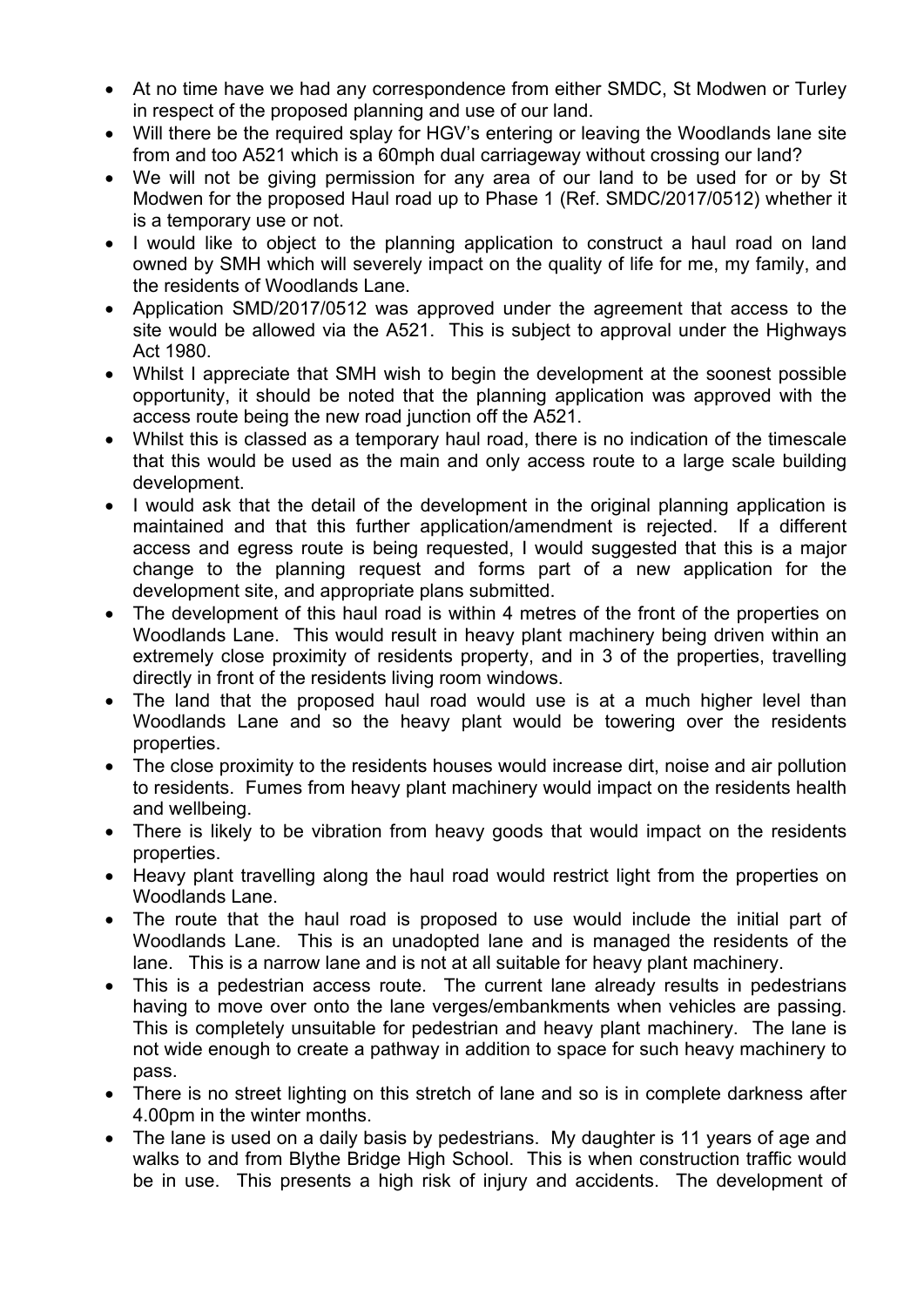- At no time have we had any correspondence from either SMDC, St Modwen or Turley in respect of the proposed planning and use of our land.
- Will there be the required splay for HGV's entering or leaving the Woodlands lane site from and too A521 which is a 60mph dual carriageway without crossing our land?
- We will not be giving permission for any area of our land to be used for or by St Modwen for the proposed Haul road up to Phase 1 (Ref. SMDC/2017/0512) whether it is a temporary use or not.
- I would like to object to the planning application to construct a haul road on land owned by SMH which will severely impact on the quality of life for me, my family, and the residents of Woodlands Lane.
- Application SMD/2017/0512 was approved under the agreement that access to the site would be allowed via the A521. This is subject to approval under the Highways Act 1980.
- Whilst I appreciate that SMH wish to begin the development at the soonest possible opportunity, it should be noted that the planning application was approved with the access route being the new road junction off the A521.
- Whilst this is classed as a temporary haul road, there is no indication of the timescale that this would be used as the main and only access route to a large scale building development.
- I would ask that the detail of the development in the original planning application is maintained and that this further application/amendment is rejected. If a different access and egress route is being requested, I would suggested that this is a major change to the planning request and forms part of a new application for the development site, and appropriate plans submitted.
- The development of this haul road is within 4 metres of the front of the properties on Woodlands Lane. This would result in heavy plant machinery being driven within an extremely close proximity of residents property, and in 3 of the properties, travelling directly in front of the residents living room windows.
- The land that the proposed haul road would use is at a much higher level than Woodlands Lane and so the heavy plant would be towering over the residents properties.
- The close proximity to the residents houses would increase dirt, noise and air pollution to residents. Fumes from heavy plant machinery would impact on the residents health and wellbeing.
- There is likely to be vibration from heavy goods that would impact on the residents properties.
- Heavy plant travelling along the haul road would restrict light from the properties on Woodlands Lane.
- The route that the haul road is proposed to use would include the initial part of Woodlands Lane. This is an unadopted lane and is managed the residents of the lane. This is a narrow lane and is not at all suitable for heavy plant machinery.
- This is a pedestrian access route. The current lane already results in pedestrians having to move over onto the lane verges/embankments when vehicles are passing. This is completely unsuitable for pedestrian and heavy plant machinery. The lane is not wide enough to create a pathway in addition to space for such heavy machinery to pass.
- There is no street lighting on this stretch of lane and so is in complete darkness after 4.00pm in the winter months.
- The lane is used on a daily basis by pedestrians. My daughter is 11 years of age and walks to and from Blythe Bridge High School. This is when construction traffic would be in use. This presents a high risk of injury and accidents. The development of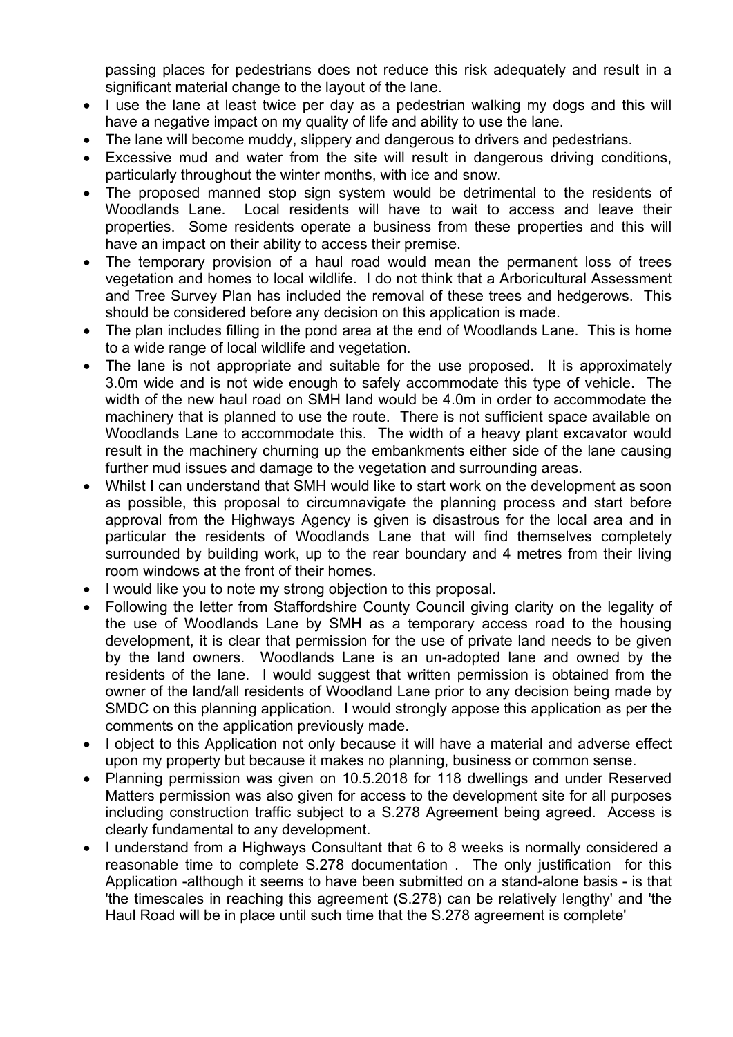passing places for pedestrians does not reduce this risk adequately and result in a significant material change to the layout of the lane.

- I use the lane at least twice per day as a pedestrian walking my dogs and this will have a negative impact on my quality of life and ability to use the lane.
- The lane will become muddy, slippery and dangerous to drivers and pedestrians.
- Excessive mud and water from the site will result in dangerous driving conditions, particularly throughout the winter months, with ice and snow.
- The proposed manned stop sign system would be detrimental to the residents of Woodlands Lane. Local residents will have to wait to access and leave their properties. Some residents operate a business from these properties and this will have an impact on their ability to access their premise.
- The temporary provision of a haul road would mean the permanent loss of trees vegetation and homes to local wildlife. I do not think that a Arboricultural Assessment and Tree Survey Plan has included the removal of these trees and hedgerows. This should be considered before any decision on this application is made.
- The plan includes filling in the pond area at the end of Woodlands Lane. This is home to a wide range of local wildlife and vegetation.
- The lane is not appropriate and suitable for the use proposed. It is approximately 3.0m wide and is not wide enough to safely accommodate this type of vehicle. The width of the new haul road on SMH land would be 4.0m in order to accommodate the machinery that is planned to use the route. There is not sufficient space available on Woodlands Lane to accommodate this. The width of a heavy plant excavator would result in the machinery churning up the embankments either side of the lane causing further mud issues and damage to the vegetation and surrounding areas.
- Whilst I can understand that SMH would like to start work on the development as soon as possible, this proposal to circumnavigate the planning process and start before approval from the Highways Agency is given is disastrous for the local area and in particular the residents of Woodlands Lane that will find themselves completely surrounded by building work, up to the rear boundary and 4 metres from their living room windows at the front of their homes.
- I would like you to note my strong objection to this proposal.
- Following the letter from Staffordshire County Council giving clarity on the legality of the use of Woodlands Lane by SMH as a temporary access road to the housing development, it is clear that permission for the use of private land needs to be given by the land owners. Woodlands Lane is an un-adopted lane and owned by the residents of the lane. I would suggest that written permission is obtained from the owner of the land/all residents of Woodland Lane prior to any decision being made by SMDC on this planning application. I would strongly appose this application as per the comments on the application previously made.
- I object to this Application not only because it will have a material and adverse effect upon my property but because it makes no planning, business or common sense.
- Planning permission was given on 10.5.2018 for 118 dwellings and under Reserved Matters permission was also given for access to the development site for all purposes including construction traffic subject to a S.278 Agreement being agreed. Access is clearly fundamental to any development.
- I understand from a Highways Consultant that 6 to 8 weeks is normally considered a reasonable time to complete S.278 documentation . The only justification for this Application -although it seems to have been submitted on a stand-alone basis - is that 'the timescales in reaching this agreement (S.278) can be relatively lengthy' and 'the Haul Road will be in place until such time that the S.278 agreement is complete'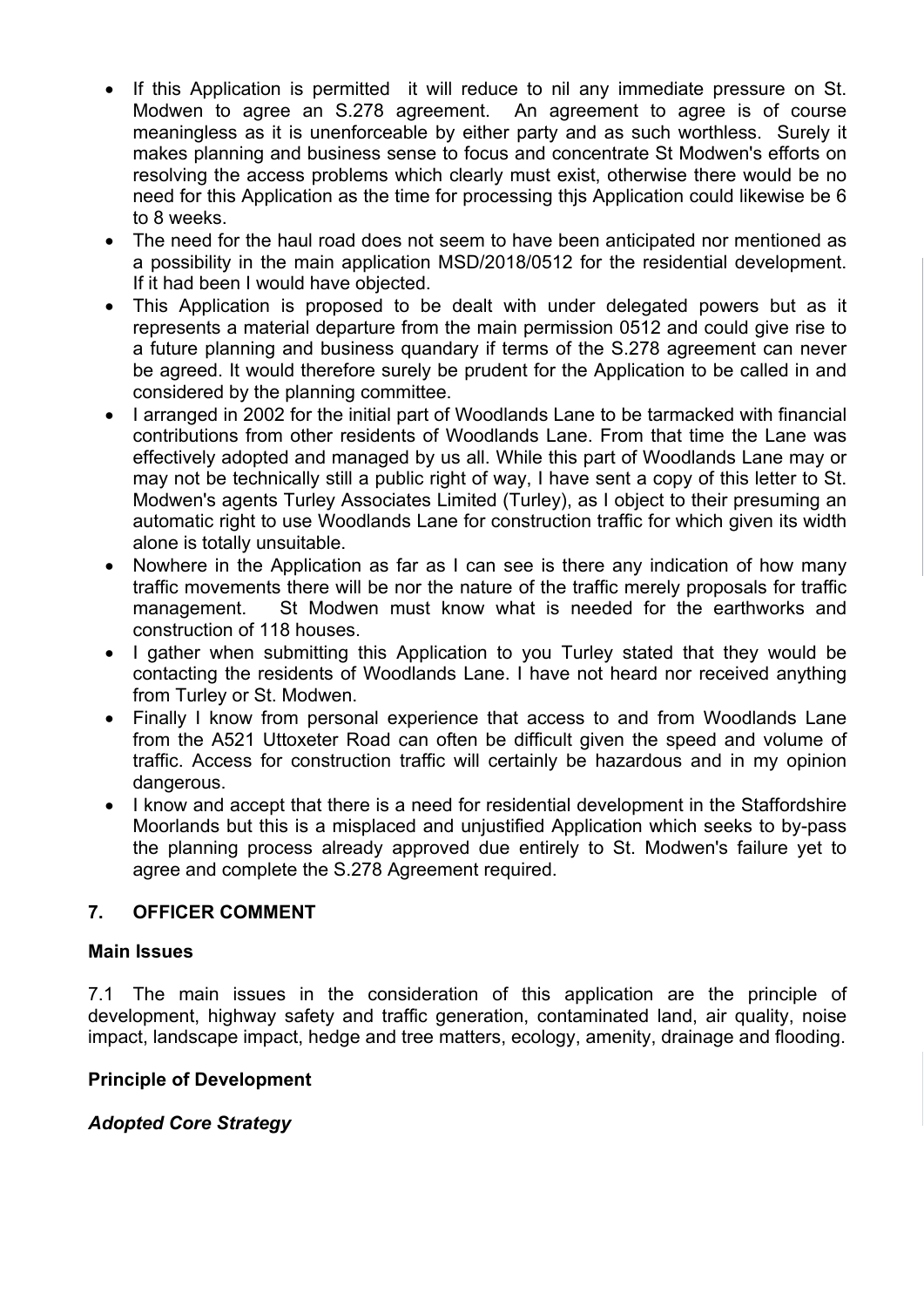- If this Application is permitted it will reduce to nil any immediate pressure on St. Modwen to agree an S.278 agreement. An agreement to agree is of course meaningless as it is unenforceable by either party and as such worthless. Surely it makes planning and business sense to focus and concentrate St Modwen's efforts on resolving the access problems which clearly must exist, otherwise there would be no need for this Application as the time for processing thjs Application could likewise be 6 to 8 weeks.
- The need for the haul road does not seem to have been anticipated nor mentioned as a possibility in the main application MSD/2018/0512 for the residential development. If it had been I would have objected.
- This Application is proposed to be dealt with under delegated powers but as it represents a material departure from the main permission 0512 and could give rise to a future planning and business quandary if terms of the S.278 agreement can never be agreed. It would therefore surely be prudent for the Application to be called in and considered by the planning committee.
- I arranged in 2002 for the initial part of Woodlands Lane to be tarmacked with financial contributions from other residents of Woodlands Lane. From that time the Lane was effectively adopted and managed by us all. While this part of Woodlands Lane may or may not be technically still a public right of way, I have sent a copy of this letter to St. Modwen's agents Turley Associates Limited (Turley), as I object to their presuming an automatic right to use Woodlands Lane for construction traffic for which given its width alone is totally unsuitable.
- Nowhere in the Application as far as I can see is there any indication of how many traffic movements there will be nor the nature of the traffic merely proposals for traffic management. St Modwen must know what is needed for the earthworks and construction of 118 houses.
- I gather when submitting this Application to you Turley stated that they would be contacting the residents of Woodlands Lane. I have not heard nor received anything from Turley or St. Modwen.
- Finally I know from personal experience that access to and from Woodlands Lane from the A521 Uttoxeter Road can often be difficult given the speed and volume of traffic. Access for construction traffic will certainly be hazardous and in my opinion dangerous.
- I know and accept that there is a need for residential development in the Staffordshire Moorlands but this is a misplaced and unjustified Application which seeks to by-pass the planning process already approved due entirely to St. Modwen's failure yet to agree and complete the S.278 Agreement required.

## 7. OFFICER COMMENT

### Main Issues

7.1 The main issues in the consideration of this application are the principle of development, highway safety and traffic generation, contaminated land, air quality, noise impact, landscape impact, hedge and tree matters, ecology, amenity, drainage and flooding.

### Principle of Development

#### *Adopted Core Strategy*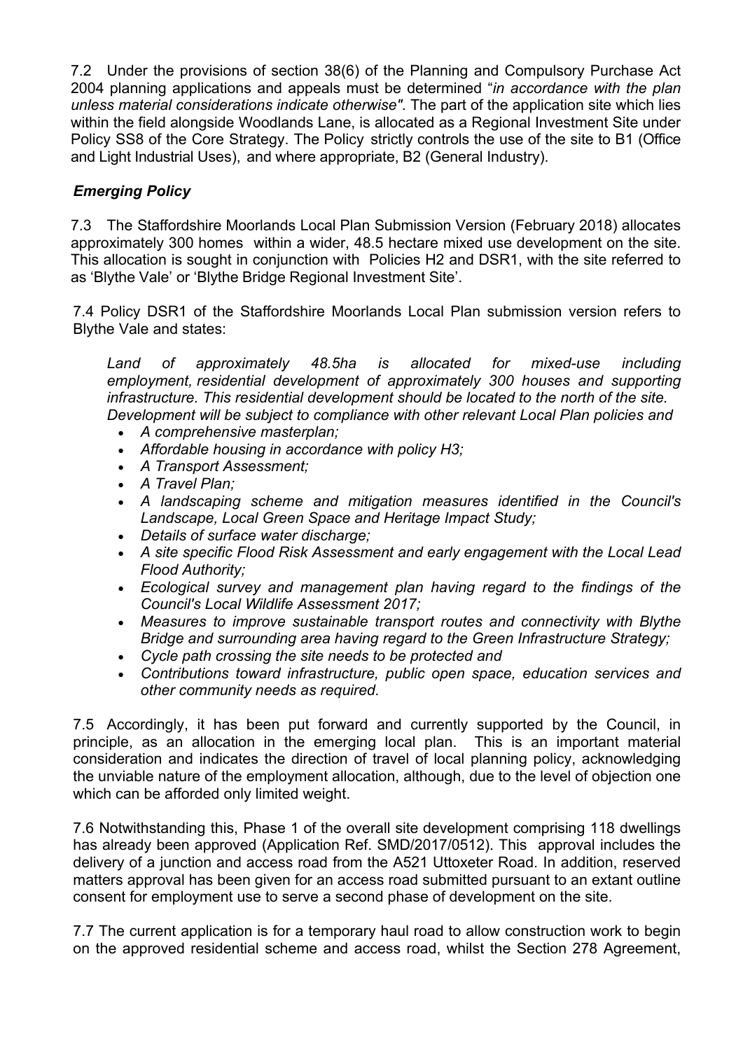7.2 Under the provisions of section 38(6) of the Planning and Compulsory Purchase Act 2004 planning applications and appeals must be determined "*in accordance with the plan unless material considerations indicate otherwise"*. The part of the application site which lies within the field alongside Woodlands Lane, is allocated as a Regional Investment Site under Policy SS8 of the Core Strategy. The Policy strictly controls the use of the site to B1 (Office and Light Industrial Uses), and where appropriate, B2 (General Industry).

### *Emerging Policy*

7.3 The Staffordshire Moorlands Local Plan Submission Version (February 2018) allocates approximately 300 homes within a wider, 48.5 hectare mixed use development on the site. This allocation is sought in conjunction with Policies H2 and DSR1, with the site referred to as 'Blythe Vale' or 'Blythe Bridge Regional Investment Site'.

7.4 Policy DSR1 of the Staffordshire Moorlands Local Plan submission version refers to Blythe Vale and states:

> *Land of approximately 48.5ha is allocated for mixed-use including employment, residential development of approximately 300 houses and supporting infrastructure. This residential development should be located to the north of the site. Development will be subject to compliance with other relevant Local Plan policies and*
>
> - *A comprehensive masterplan;*
> - *Affordable housing in accordance with policy H3;*
> - *A Transport Assessment;*
> - *A Travel Plan;*
> - *A landscaping scheme and mitigation measures identified in the Council's Landscape, Local Green Space and Heritage Impact Study;*
> - *Details of surface water discharge;*
> - *A site specific Flood Risk Assessment and early engagement with the Local Lead Flood Authority;*
> - *Ecological survey and management plan having regard to the findings of the Council's Local Wildlife Assessment 2017;*
> - *Measures to improve sustainable transport routes and connectivity with Blythe Bridge and surrounding area having regard to the Green Infrastructure Strategy;*
> - *Cycle path crossing the site needs to be protected and*
> - *Contributions toward infrastructure, public open space, education services and other community needs as required.*

7.5 Accordingly, it has been put forward and currently supported by the Council, in principle, as an allocation in the emerging local plan. This is an important material consideration and indicates the direction of travel of local planning policy, acknowledging the unviable nature of the employment allocation, although, due to the level of objection one which can be afforded only limited weight.

7.6 Notwithstanding this, Phase 1 of the overall site development comprising 118 dwellings has already been approved (Application Ref. SMD/2017/0512). This approval includes the delivery of a junction and access road from the A521 Uttoxeter Road. In addition, reserved matters approval has been given for an access road submitted pursuant to an extant outline consent for employment use to serve a second phase of development on the site.

7.7 The current application is for a temporary haul road to allow construction work to begin on the approved residential scheme and access road, whilst the Section 278 Agreement,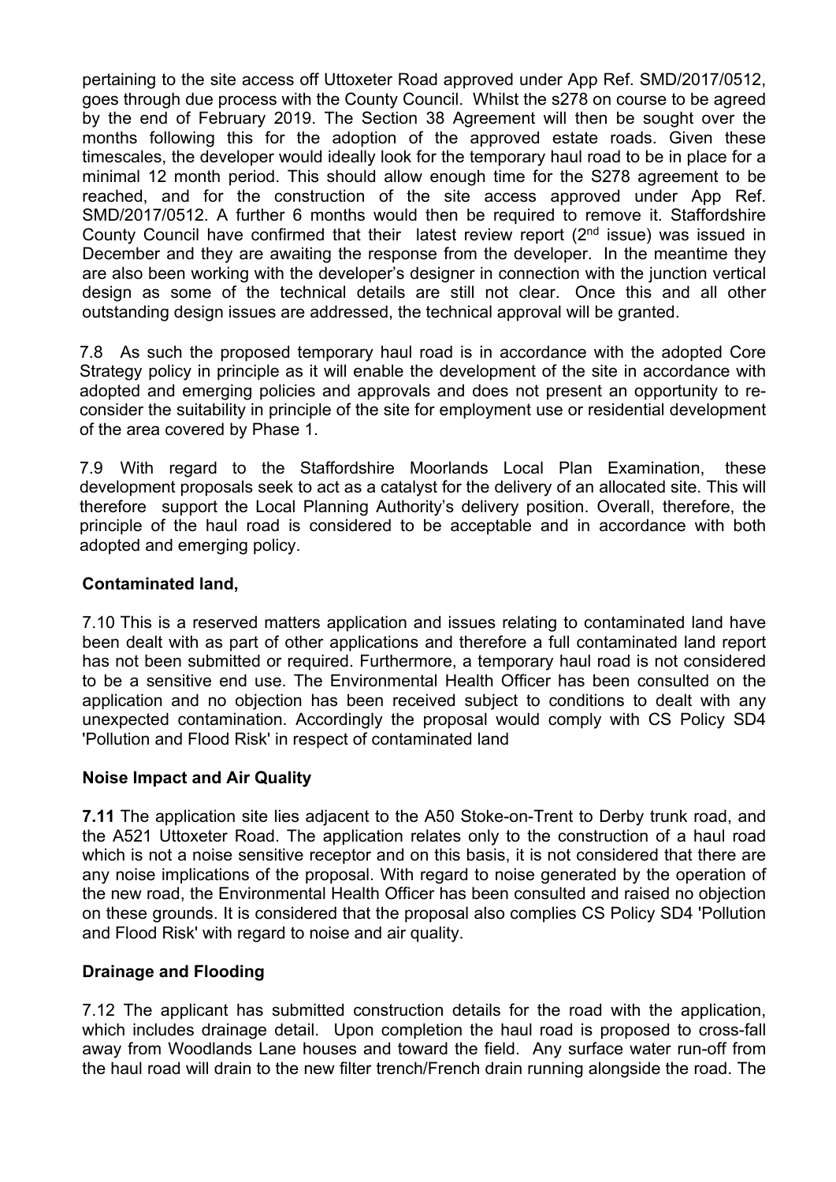pertaining to the site access off Uttoxeter Road approved under App Ref. SMD/2017/0512, goes through due process with the County Council. Whilst the s278 on course to be agreed by the end of February 2019. The Section 38 Agreement will then be sought over the months following this for the adoption of the approved estate roads. Given these timescales, the developer would ideally look for the temporary haul road to be in place for a minimal 12 month period. This should allow enough time for the S278 agreement to be reached, and for the construction of the site access approved under App Ref. SMD/2017/0512. A further 6 months would then be required to remove it. Staffordshire County Council have confirmed that their latest review report (2nd issue) was issued in December and they are awaiting the response from the developer. In the meantime they are also been working with the developer's designer in connection with the junction vertical design as some of the technical details are still not clear. Once this and all other outstanding design issues are addressed, the technical approval will be granted.

7.8 As such the proposed temporary haul road is in accordance with the adopted Core Strategy policy in principle as it will enable the development of the site in accordance with adopted and emerging policies and approvals and does not present an opportunity to re-consider the suitability in principle of the site for employment use or residential development of the area covered by Phase 1.

7.9 With regard to the Staffordshire Moorlands Local Plan Examination, these development proposals seek to act as a catalyst for the delivery of an allocated site. This will therefore support the Local Planning Authority's delivery position. Overall, therefore, the principle of the haul road is considered to be acceptable and in accordance with both adopted and emerging policy.

**Contaminated land,**

7.10 This is a reserved matters application and issues relating to contaminated land have been dealt with as part of other applications and therefore a full contaminated land report has not been submitted or required. Furthermore, a temporary haul road is not considered to be a sensitive end use. The Environmental Health Officer has been consulted on the application and no objection has been received subject to conditions to dealt with any unexpected contamination. Accordingly the proposal would comply with CS Policy SD4 'Pollution and Flood Risk' in respect of contaminated land

**Noise Impact and Air Quality**

**7.11** The application site lies adjacent to the A50 Stoke-on-Trent to Derby trunk road, and the A521 Uttoxeter Road. The application relates only to the construction of a haul road which is not a noise sensitive receptor and on this basis, it is not considered that there are any noise implications of the proposal. With regard to noise generated by the operation of the new road, the Environmental Health Officer has been consulted and raised no objection on these grounds. It is considered that the proposal also complies CS Policy SD4 'Pollution and Flood Risk' with regard to noise and air quality.

**Drainage and Flooding**

7.12 The applicant has submitted construction details for the road with the application, which includes drainage detail. Upon completion the haul road is proposed to cross-fall away from Woodlands Lane houses and toward the field. Any surface water run-off from the haul road will drain to the new filter trench/French drain running alongside the road. The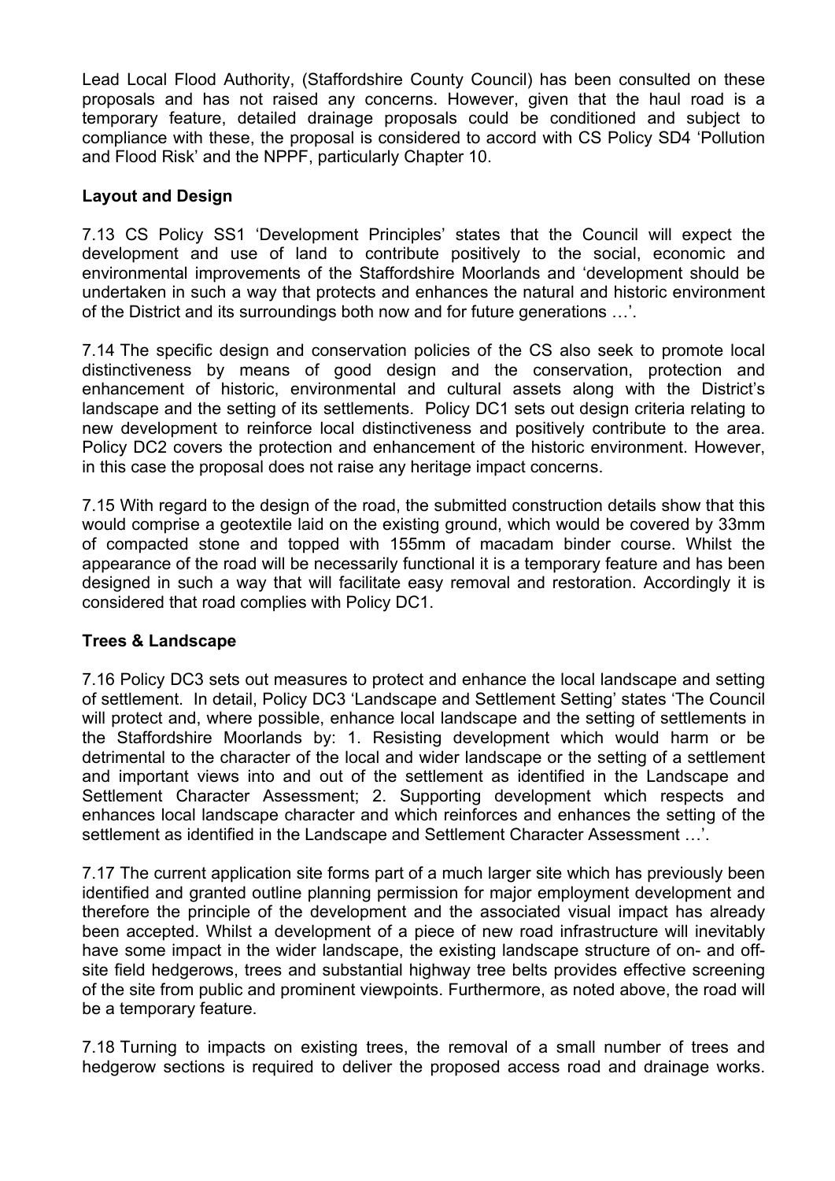Lead Local Flood Authority, (Staffordshire County Council) has been consulted on these proposals and has not raised any concerns. However, given that the haul road is a temporary feature, detailed drainage proposals could be conditioned and subject to compliance with these, the proposal is considered to accord with CS Policy SD4 'Pollution and Flood Risk' and the NPPF, particularly Chapter 10.

**Layout and Design**

7.13 CS Policy SS1 'Development Principles' states that the Council will expect the development and use of land to contribute positively to the social, economic and environmental improvements of the Staffordshire Moorlands and 'development should be undertaken in such a way that protects and enhances the natural and historic environment of the District and its surroundings both now and for future generations …'.

7.14 The specific design and conservation policies of the CS also seek to promote local distinctiveness by means of good design and the conservation, protection and enhancement of historic, environmental and cultural assets along with the District's landscape and the setting of its settlements. Policy DC1 sets out design criteria relating to new development to reinforce local distinctiveness and positively contribute to the area. Policy DC2 covers the protection and enhancement of the historic environment. However, in this case the proposal does not raise any heritage impact concerns.

7.15 With regard to the design of the road, the submitted construction details show that this would comprise a geotextile laid on the existing ground, which would be covered by 33mm of compacted stone and topped with 155mm of macadam binder course. Whilst the appearance of the road will be necessarily functional it is a temporary feature and has been designed in such a way that will facilitate easy removal and restoration. Accordingly it is considered that road complies with Policy DC1.

**Trees & Landscape**

7.16 Policy DC3 sets out measures to protect and enhance the local landscape and setting of settlement. In detail, Policy DC3 'Landscape and Settlement Setting' states 'The Council will protect and, where possible, enhance local landscape and the setting of settlements in the Staffordshire Moorlands by: 1. Resisting development which would harm or be detrimental to the character of the local and wider landscape or the setting of a settlement and important views into and out of the settlement as identified in the Landscape and Settlement Character Assessment; 2. Supporting development which respects and enhances local landscape character and which reinforces and enhances the setting of the settlement as identified in the Landscape and Settlement Character Assessment …'.

7.17 The current application site forms part of a much larger site which has previously been identified and granted outline planning permission for major employment development and therefore the principle of the development and the associated visual impact has already been accepted. Whilst a development of a piece of new road infrastructure will inevitably have some impact in the wider landscape, the existing landscape structure of on- and off-site field hedgerows, trees and substantial highway tree belts provides effective screening of the site from public and prominent viewpoints. Furthermore, as noted above, the road will be a temporary feature.

7.18 Turning to impacts on existing trees, the removal of a small number of trees and hedgerow sections is required to deliver the proposed access road and drainage works.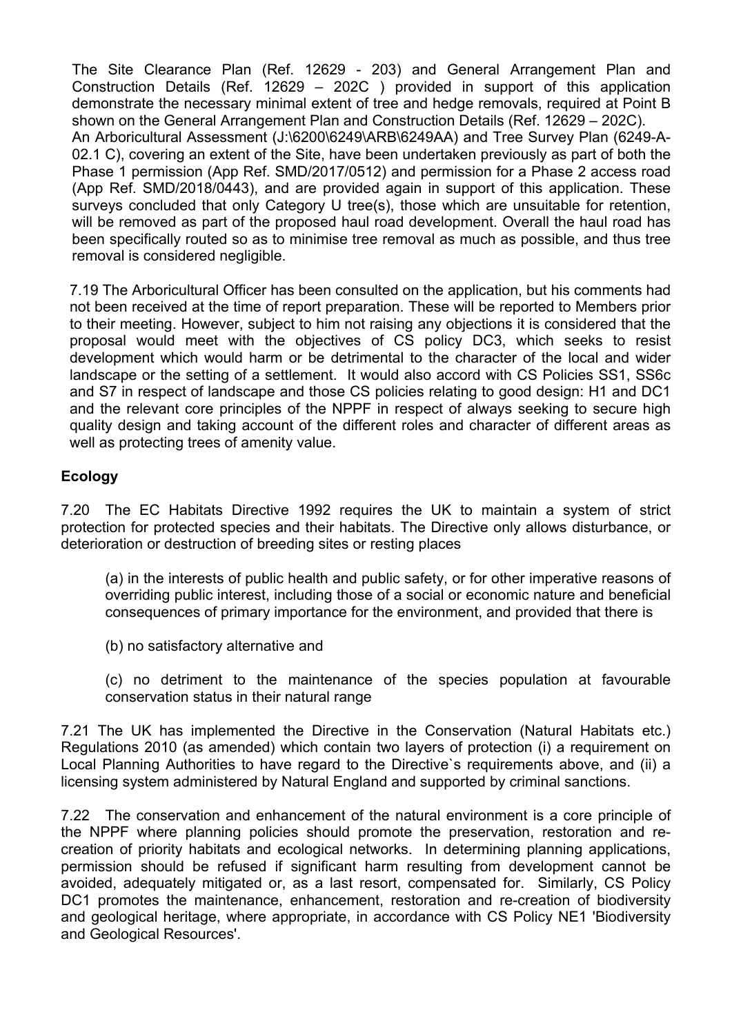The Site Clearance Plan (Ref. 12629 - 203) and General Arrangement Plan and Construction Details (Ref. 12629 – 202C ) provided in support of this application demonstrate the necessary minimal extent of tree and hedge removals, required at Point B shown on the General Arrangement Plan and Construction Details (Ref. 12629 – 202C).

An Arboricultural Assessment (J:\6200\6249\ARB\6249AA) and Tree Survey Plan (6249-A-02.1 C), covering an extent of the Site, have been undertaken previously as part of both the Phase 1 permission (App Ref. SMD/2017/0512) and permission for a Phase 2 access road (App Ref. SMD/2018/0443), and are provided again in support of this application. These surveys concluded that only Category U tree(s), those which are unsuitable for retention, will be removed as part of the proposed haul road development. Overall the haul road has been specifically routed so as to minimise tree removal as much as possible, and thus tree removal is considered negligible.

7.19 The Arboricultural Officer has been consulted on the application, but his comments had not been received at the time of report preparation. These will be reported to Members prior to their meeting. However, subject to him not raising any objections it is considered that the proposal would meet with the objectives of CS policy DC3, which seeks to resist development which would harm or be detrimental to the character of the local and wider landscape or the setting of a settlement. It would also accord with CS Policies SS1, SS6c and S7 in respect of landscape and those CS policies relating to good design: H1 and DC1 and the relevant core principles of the NPPF in respect of always seeking to secure high quality design and taking account of the different roles and character of different areas as well as protecting trees of amenity value.

**Ecology**

7.20 The EC Habitats Directive 1992 requires the UK to maintain a system of strict protection for protected species and their habitats. The Directive only allows disturbance, or deterioration or destruction of breeding sites or resting places

(a) in the interests of public health and public safety, or for other imperative reasons of overriding public interest, including those of a social or economic nature and beneficial consequences of primary importance for the environment, and provided that there is

(b) no satisfactory alternative and

(c) no detriment to the maintenance of the species population at favourable conservation status in their natural range

7.21 The UK has implemented the Directive in the Conservation (Natural Habitats etc.) Regulations 2010 (as amended) which contain two layers of protection (i) a requirement on Local Planning Authorities to have regard to the Directive`s requirements above, and (ii) a licensing system administered by Natural England and supported by criminal sanctions.

7.22 The conservation and enhancement of the natural environment is a core principle of the NPPF where planning policies should promote the preservation, restoration and re-creation of priority habitats and ecological networks. In determining planning applications, permission should be refused if significant harm resulting from development cannot be avoided, adequately mitigated or, as a last resort, compensated for. Similarly, CS Policy DC1 promotes the maintenance, enhancement, restoration and re-creation of biodiversity and geological heritage, where appropriate, in accordance with CS Policy NE1 'Biodiversity and Geological Resources'.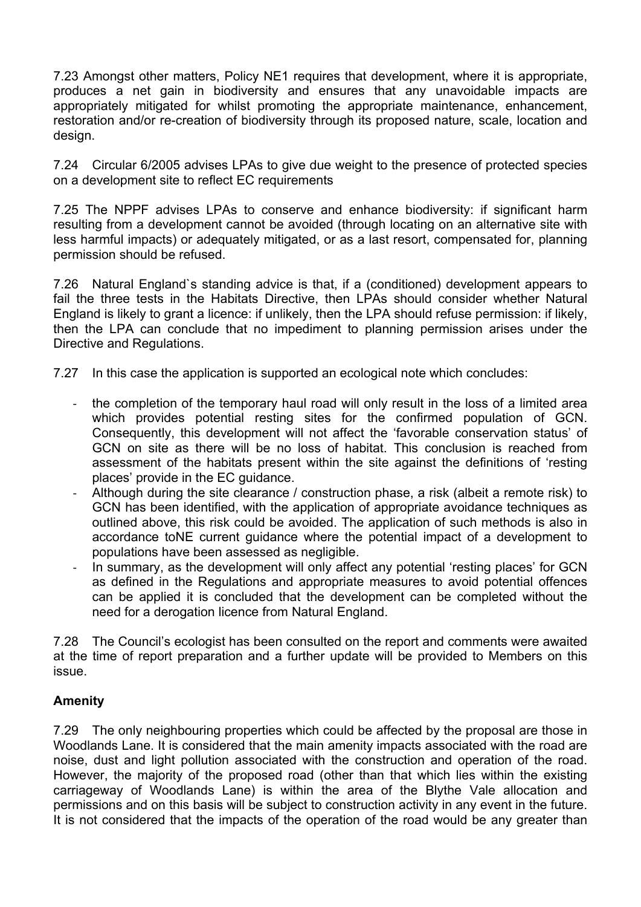7.23 Amongst other matters, Policy NE1 requires that development, where it is appropriate, produces a net gain in biodiversity and ensures that any unavoidable impacts are appropriately mitigated for whilst promoting the appropriate maintenance, enhancement, restoration and/or re-creation of biodiversity through its proposed nature, scale, location and design.

7.24 Circular 6/2005 advises LPAs to give due weight to the presence of protected species on a development site to reflect EC requirements

7.25 The NPPF advises LPAs to conserve and enhance biodiversity: if significant harm resulting from a development cannot be avoided (through locating on an alternative site with less harmful impacts) or adequately mitigated, or as a last resort, compensated for, planning permission should be refused.

7.26 Natural England`s standing advice is that, if a (conditioned) development appears to fail the three tests in the Habitats Directive, then LPAs should consider whether Natural England is likely to grant a licence: if unlikely, then the LPA should refuse permission: if likely, then the LPA can conclude that no impediment to planning permission arises under the Directive and Regulations.

7.27 In this case the application is supported an ecological note which concludes:

- the completion of the temporary haul road will only result in the loss of a limited area which provides potential resting sites for the confirmed population of GCN. Consequently, this development will not affect the 'favorable conservation status' of GCN on site as there will be no loss of habitat. This conclusion is reached from assessment of the habitats present within the site against the definitions of 'resting places' provide in the EC guidance.
- Although during the site clearance / construction phase, a risk (albeit a remote risk) to GCN has been identified, with the application of appropriate avoidance techniques as outlined above, this risk could be avoided. The application of such methods is also in accordance toNE current guidance where the potential impact of a development to populations have been assessed as negligible.
- In summary, as the development will only affect any potential 'resting places' for GCN as defined in the Regulations and appropriate measures to avoid potential offences can be applied it is concluded that the development can be completed without the need for a derogation licence from Natural England.

7.28 The Council's ecologist has been consulted on the report and comments were awaited at the time of report preparation and a further update will be provided to Members on this issue.

**Amenity**

7.29 The only neighbouring properties which could be affected by the proposal are those in Woodlands Lane. It is considered that the main amenity impacts associated with the road are noise, dust and light pollution associated with the construction and operation of the road. However, the majority of the proposed road (other than that which lies within the existing carriageway of Woodlands Lane) is within the area of the Blythe Vale allocation and permissions and on this basis will be subject to construction activity in any event in the future. It is not considered that the impacts of the operation of the road would be any greater than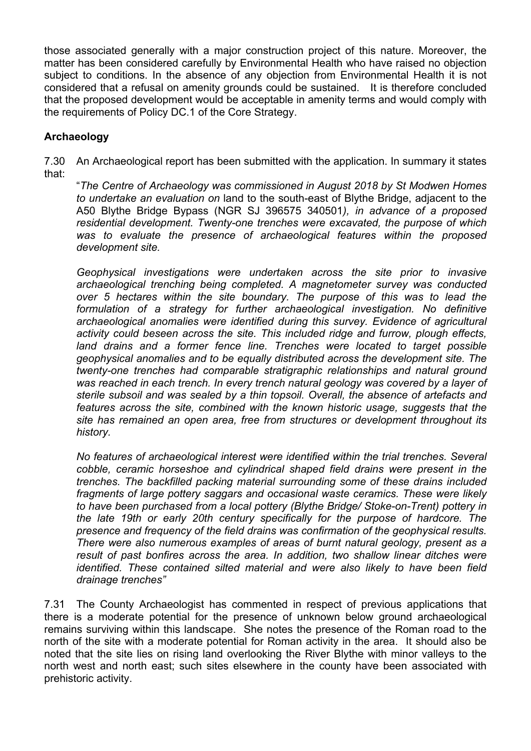those associated generally with a major construction project of this nature. Moreover, the matter has been considered carefully by Environmental Health who have raised no objection subject to conditions. In the absence of any objection from Environmental Health it is not considered that a refusal on amenity grounds could be sustained. It is therefore concluded that the proposed development would be acceptable in amenity terms and would comply with the requirements of Policy DC.1 of the Core Strategy.

**Archaeology**

7.30 An Archaeological report has been submitted with the application. In summary it states that:

"*The Centre of Archaeology was commissioned in August 2018 by St Modwen Homes to undertake an evaluation on* land to the south-east of Blythe Bridge, adjacent to the A50 Blythe Bridge Bypass (NGR SJ 396575 340501*), in advance of a proposed residential development. Twenty-one trenches were excavated, the purpose of which was to evaluate the presence of archaeological features within the proposed development site.*

*Geophysical investigations were undertaken across the site prior to invasive archaeological trenching being completed. A magnetometer survey was conducted over 5 hectares within the site boundary. The purpose of this was to lead the formulation of a strategy for further archaeological investigation. No definitive archaeological anomalies were identified during this survey. Evidence of agricultural activity could beseen across the site. This included ridge and furrow, plough effects, land drains and a former fence line. Trenches were located to target possible geophysical anomalies and to be equally distributed across the development site. The twenty-one trenches had comparable stratigraphic relationships and natural ground was reached in each trench. In every trench natural geology was covered by a layer of sterile subsoil and was sealed by a thin topsoil. Overall, the absence of artefacts and features across the site, combined with the known historic usage, suggests that the site has remained an open area, free from structures or development throughout its history.*

*No features of archaeological interest were identified within the trial trenches. Several cobble, ceramic horseshoe and cylindrical shaped field drains were present in the trenches. The backfilled packing material surrounding some of these drains included fragments of large pottery saggars and occasional waste ceramics. These were likely to have been purchased from a local pottery (Blythe Bridge/ Stoke-on-Trent) pottery in the late 19th or early 20th century specifically for the purpose of hardcore. The presence and frequency of the field drains was confirmation of the geophysical results. There were also numerous examples of areas of burnt natural geology, present as a result of past bonfires across the area. In addition, two shallow linear ditches were identified. These contained silted material and were also likely to have been field drainage trenches"*

7.31 The County Archaeologist has commented in respect of previous applications that there is a moderate potential for the presence of unknown below ground archaeological remains surviving within this landscape. She notes the presence of the Roman road to the north of the site with a moderate potential for Roman activity in the area. It should also be noted that the site lies on rising land overlooking the River Blythe with minor valleys to the north west and north east; such sites elsewhere in the county have been associated with prehistoric activity.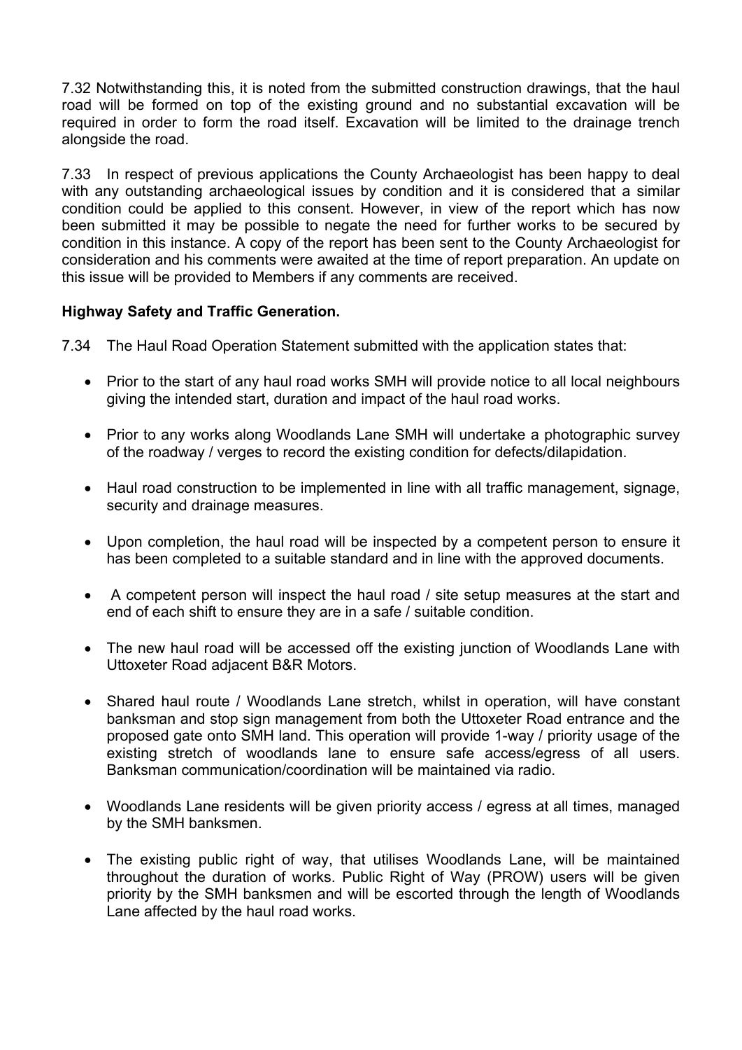7.32 Notwithstanding this, it is noted from the submitted construction drawings, that the haul road will be formed on top of the existing ground and no substantial excavation will be required in order to form the road itself. Excavation will be limited to the drainage trench alongside the road.

7.33 In respect of previous applications the County Archaeologist has been happy to deal with any outstanding archaeological issues by condition and it is considered that a similar condition could be applied to this consent. However, in view of the report which has now been submitted it may be possible to negate the need for further works to be secured by condition in this instance. A copy of the report has been sent to the County Archaeologist for consideration and his comments were awaited at the time of report preparation. An update on this issue will be provided to Members if any comments are received.

**Highway Safety and Traffic Generation.**

7.34 The Haul Road Operation Statement submitted with the application states that:

- Prior to the start of any haul road works SMH will provide notice to all local neighbours giving the intended start, duration and impact of the haul road works.
- Prior to any works along Woodlands Lane SMH will undertake a photographic survey of the roadway / verges to record the existing condition for defects/dilapidation.
- Haul road construction to be implemented in line with all traffic management, signage, security and drainage measures.
- Upon completion, the haul road will be inspected by a competent person to ensure it has been completed to a suitable standard and in line with the approved documents.
- A competent person will inspect the haul road / site setup measures at the start and end of each shift to ensure they are in a safe / suitable condition.
- The new haul road will be accessed off the existing junction of Woodlands Lane with Uttoxeter Road adjacent B&R Motors.
- Shared haul route / Woodlands Lane stretch, whilst in operation, will have constant banksman and stop sign management from both the Uttoxeter Road entrance and the proposed gate onto SMH land. This operation will provide 1-way / priority usage of the existing stretch of woodlands lane to ensure safe access/egress of all users. Banksman communication/coordination will be maintained via radio.
- Woodlands Lane residents will be given priority access / egress at all times, managed by the SMH banksmen.
- The existing public right of way, that utilises Woodlands Lane, will be maintained throughout the duration of works. Public Right of Way (PROW) users will be given priority by the SMH banksmen and will be escorted through the length of Woodlands Lane affected by the haul road works.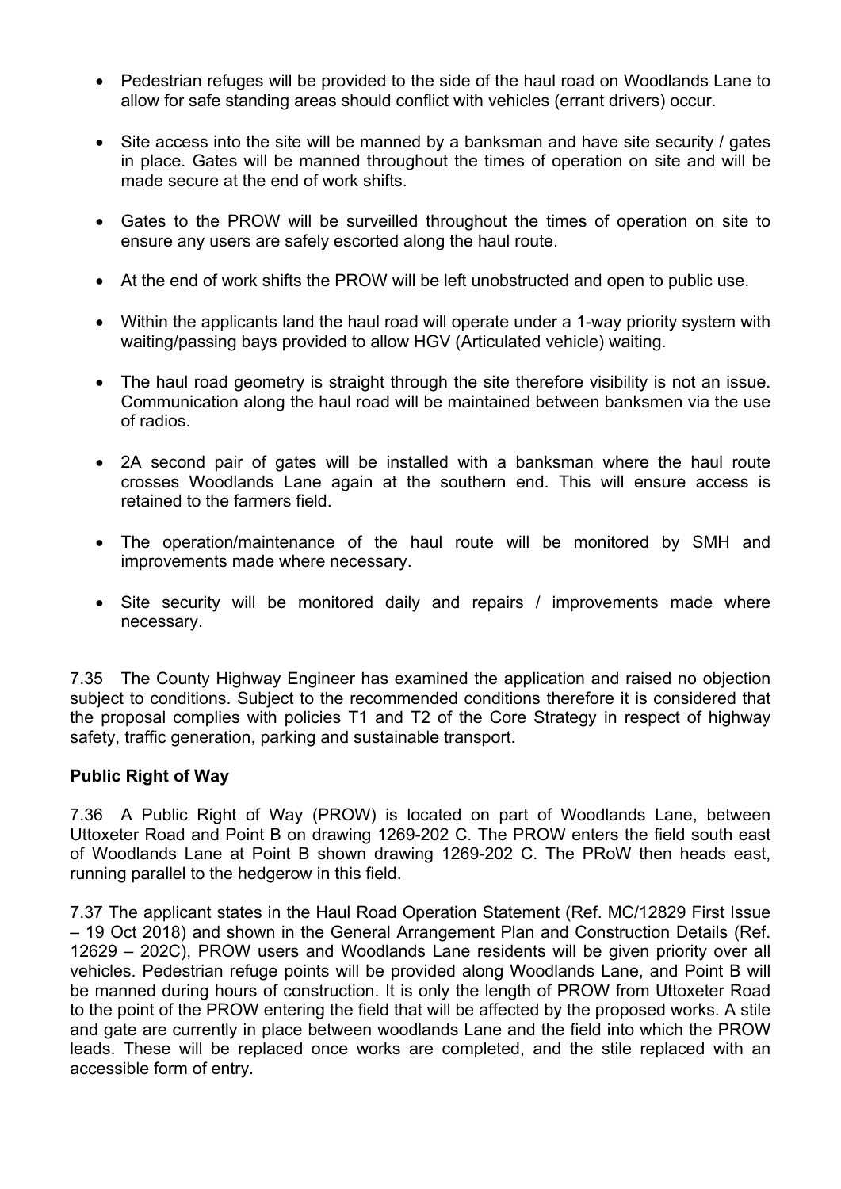- Pedestrian refuges will be provided to the side of the haul road on Woodlands Lane to allow for safe standing areas should conflict with vehicles (errant drivers) occur.

- Site access into the site will be manned by a banksman and have site security / gates in place. Gates will be manned throughout the times of operation on site and will be made secure at the end of work shifts.

- Gates to the PROW will be surveilled throughout the times of operation on site to ensure any users are safely escorted along the haul route.

- At the end of work shifts the PROW will be left unobstructed and open to public use.

- Within the applicants land the haul road will operate under a 1-way priority system with waiting/passing bays provided to allow HGV (Articulated vehicle) waiting.

- The haul road geometry is straight through the site therefore visibility is not an issue. Communication along the haul road will be maintained between banksmen via the use of radios.

- 2A second pair of gates will be installed with a banksman where the haul route crosses Woodlands Lane again at the southern end. This will ensure access is retained to the farmers field.

- The operation/maintenance of the haul route will be monitored by SMH and improvements made where necessary.

- Site security will be monitored daily and repairs / improvements made where necessary.

7.35 The County Highway Engineer has examined the application and raised no objection subject to conditions. Subject to the recommended conditions therefore it is considered that the proposal complies with policies T1 and T2 of the Core Strategy in respect of highway safety, traffic generation, parking and sustainable transport.

**Public Right of Way**

7.36 A Public Right of Way (PROW) is located on part of Woodlands Lane, between Uttoxeter Road and Point B on drawing 1269-202 C. The PROW enters the field south east of Woodlands Lane at Point B shown drawing 1269-202 C. The PRoW then heads east, running parallel to the hedgerow in this field.

7.37 The applicant states in the Haul Road Operation Statement (Ref. MC/12829 First Issue – 19 Oct 2018) and shown in the General Arrangement Plan and Construction Details (Ref. 12629 – 202C), PROW users and Woodlands Lane residents will be given priority over all vehicles. Pedestrian refuge points will be provided along Woodlands Lane, and Point B will be manned during hours of construction. It is only the length of PROW from Uttoxeter Road to the point of the PROW entering the field that will be affected by the proposed works. A stile and gate are currently in place between woodlands Lane and the field into which the PROW leads. These will be replaced once works are completed, and the stile replaced with an accessible form of entry.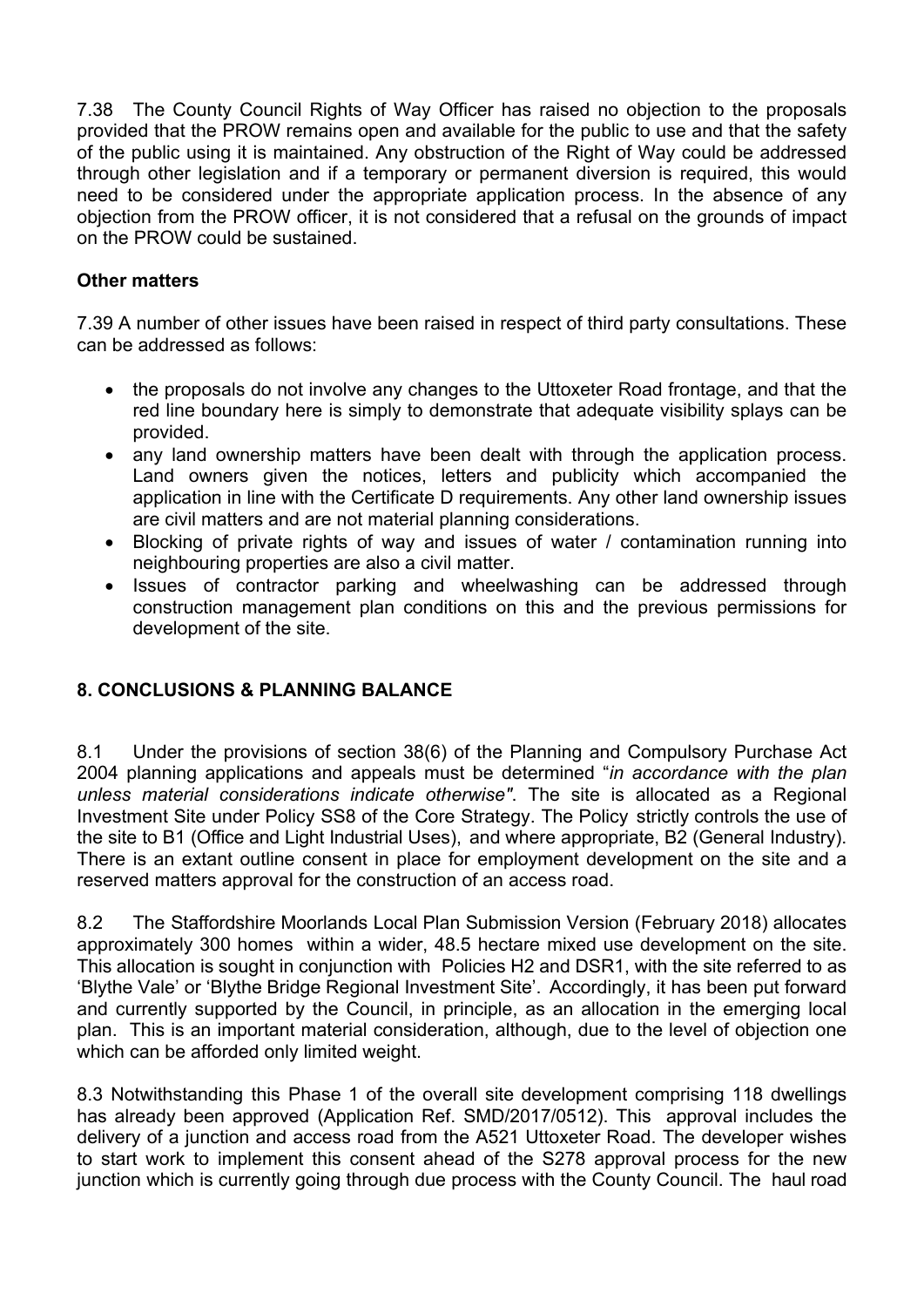7.38 The County Council Rights of Way Officer has raised no objection to the proposals provided that the PROW remains open and available for the public to use and that the safety of the public using it is maintained. Any obstruction of the Right of Way could be addressed through other legislation and if a temporary or permanent diversion is required, this would need to be considered under the appropriate application process. In the absence of any objection from the PROW officer, it is not considered that a refusal on the grounds of impact on the PROW could be sustained.

**Other matters**

7.39 A number of other issues have been raised in respect of third party consultations. These can be addressed as follows:

- the proposals do not involve any changes to the Uttoxeter Road frontage, and that the red line boundary here is simply to demonstrate that adequate visibility splays can be provided.
- any land ownership matters have been dealt with through the application process. Land owners given the notices, letters and publicity which accompanied the application in line with the Certificate D requirements. Any other land ownership issues are civil matters and are not material planning considerations.
- Blocking of private rights of way and issues of water / contamination running into neighbouring properties are also a civil matter.
- Issues of contractor parking and wheelwashing can be addressed through construction management plan conditions on this and the previous permissions for development of the site.

## 8. CONCLUSIONS & PLANNING BALANCE

8.1 Under the provisions of section 38(6) of the Planning and Compulsory Purchase Act 2004 planning applications and appeals must be determined "*in accordance with the plan unless material considerations indicate otherwise"*. The site is allocated as a Regional Investment Site under Policy SS8 of the Core Strategy. The Policy strictly controls the use of the site to B1 (Office and Light Industrial Uses), and where appropriate, B2 (General Industry). There is an extant outline consent in place for employment development on the site and a reserved matters approval for the construction of an access road.

8.2 The Staffordshire Moorlands Local Plan Submission Version (February 2018) allocates approximately 300 homes within a wider, 48.5 hectare mixed use development on the site. This allocation is sought in conjunction with Policies H2 and DSR1, with the site referred to as 'Blythe Vale' or 'Blythe Bridge Regional Investment Site'. Accordingly, it has been put forward and currently supported by the Council, in principle, as an allocation in the emerging local plan. This is an important material consideration, although, due to the level of objection one which can be afforded only limited weight.

8.3 Notwithstanding this Phase 1 of the overall site development comprising 118 dwellings has already been approved (Application Ref. SMD/2017/0512). This approval includes the delivery of a junction and access road from the A521 Uttoxeter Road. The developer wishes to start work to implement this consent ahead of the S278 approval process for the new junction which is currently going through due process with the County Council. The haul road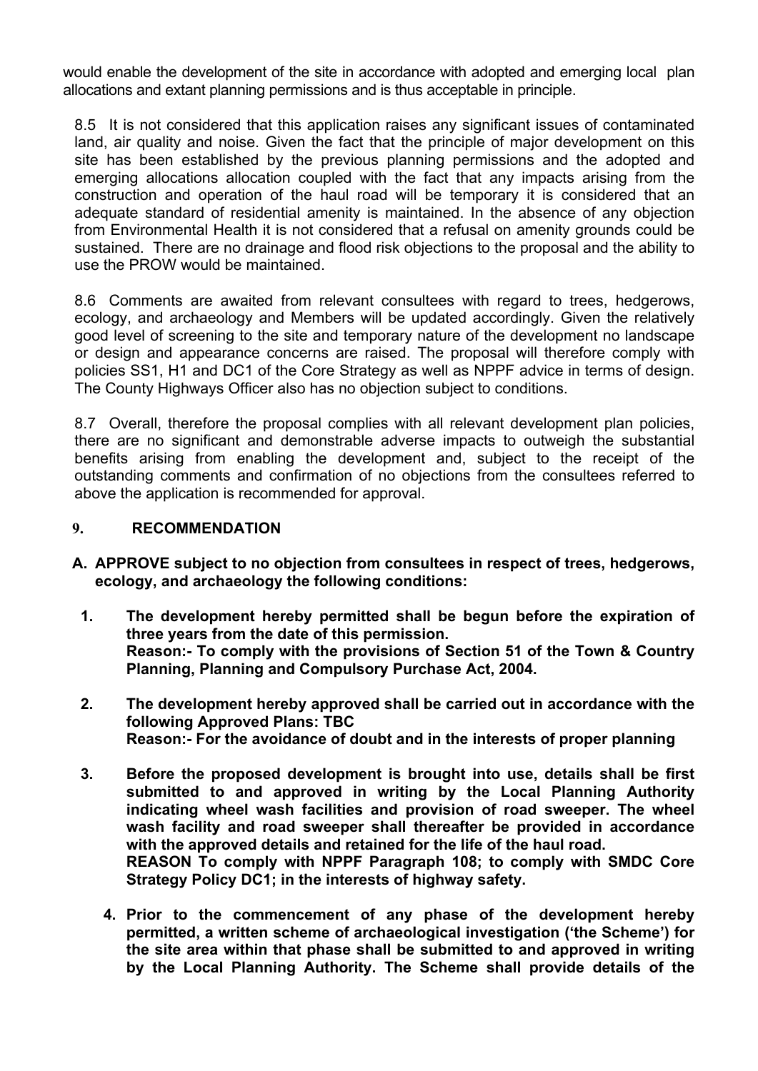would enable the development of the site in accordance with adopted and emerging local plan allocations and extant planning permissions and is thus acceptable in principle.

8.5 It is not considered that this application raises any significant issues of contaminated land, air quality and noise. Given the fact that the principle of major development on this site has been established by the previous planning permissions and the adopted and emerging allocations allocation coupled with the fact that any impacts arising from the construction and operation of the haul road will be temporary it is considered that an adequate standard of residential amenity is maintained. In the absence of any objection from Environmental Health it is not considered that a refusal on amenity grounds could be sustained. There are no drainage and flood risk objections to the proposal and the ability to use the PROW would be maintained.

8.6 Comments are awaited from relevant consultees with regard to trees, hedgerows, ecology, and archaeology and Members will be updated accordingly. Given the relatively good level of screening to the site and temporary nature of the development no landscape or design and appearance concerns are raised. The proposal will therefore comply with policies SS1, H1 and DC1 of the Core Strategy as well as NPPF advice in terms of design. The County Highways Officer also has no objection subject to conditions.

8.7 Overall, therefore the proposal complies with all relevant development plan policies, there are no significant and demonstrable adverse impacts to outweigh the substantial benefits arising from enabling the development and, subject to the receipt of the outstanding comments and confirmation of no objections from the consultees referred to above the application is recommended for approval.

## 9. RECOMMENDATION

**A. APPROVE subject to no objection from consultees in respect of trees, hedgerows, ecology, and archaeology the following conditions:**

**1. The development hereby permitted shall be begun before the expiration of three years from the date of this permission.**
**Reason:- To comply with the provisions of Section 51 of the Town & Country Planning, Planning and Compulsory Purchase Act, 2004.**

**2. The development hereby approved shall be carried out in accordance with the following Approved Plans: TBC**
**Reason:- For the avoidance of doubt and in the interests of proper planning**

**3. Before the proposed development is brought into use, details shall be first submitted to and approved in writing by the Local Planning Authority indicating wheel wash facilities and provision of road sweeper. The wheel wash facility and road sweeper shall thereafter be provided in accordance with the approved details and retained for the life of the haul road.**
**REASON To comply with NPPF Paragraph 108; to comply with SMDC Core Strategy Policy DC1; in the interests of highway safety.**

**4. Prior to the commencement of any phase of the development hereby permitted, a written scheme of archaeological investigation ('the Scheme') for the site area within that phase shall be submitted to and approved in writing by the Local Planning Authority. The Scheme shall provide details of the**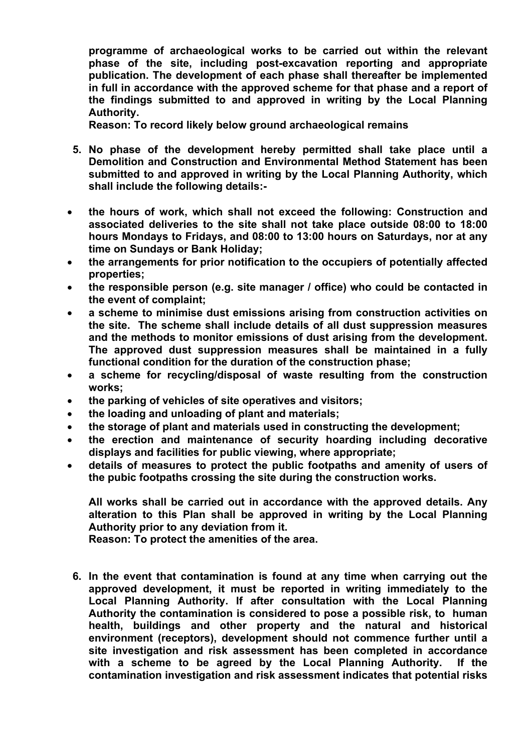**programme of archaeological works to be carried out within the relevant phase of the site, including post-excavation reporting and appropriate publication. The development of each phase shall thereafter be implemented in full in accordance with the approved scheme for that phase and a report of the findings submitted to and approved in writing by the Local Planning Authority.**
**Reason: To record likely below ground archaeological remains**

5. **No phase of the development hereby permitted shall take place until a Demolition and Construction and Environmental Method Statement has been submitted to and approved in writing by the Local Planning Authority, which shall include the following details:-**

- **the hours of work, which shall not exceed the following: Construction and associated deliveries to the site shall not take place outside 08:00 to 18:00 hours Mondays to Fridays, and 08:00 to 13:00 hours on Saturdays, nor at any time on Sundays or Bank Holiday;**
- **the arrangements for prior notification to the occupiers of potentially affected properties;**
- **the responsible person (e.g. site manager / office) who could be contacted in the event of complaint;**
- **a scheme to minimise dust emissions arising from construction activities on the site. The scheme shall include details of all dust suppression measures and the methods to monitor emissions of dust arising from the development. The approved dust suppression measures shall be maintained in a fully functional condition for the duration of the construction phase;**
- **a scheme for recycling/disposal of waste resulting from the construction works;**
- **the parking of vehicles of site operatives and visitors;**
- **the loading and unloading of plant and materials;**
- **the storage of plant and materials used in constructing the development;**
- **the erection and maintenance of security hoarding including decorative displays and facilities for public viewing, where appropriate;**
- **details of measures to protect the public footpaths and amenity of users of the pubic footpaths crossing the site during the construction works.**

**All works shall be carried out in accordance with the approved details. Any alteration to this Plan shall be approved in writing by the Local Planning Authority prior to any deviation from it.**
**Reason: To protect the amenities of the area.**

6. **In the event that contamination is found at any time when carrying out the approved development, it must be reported in writing immediately to the Local Planning Authority. If after consultation with the Local Planning Authority the contamination is considered to pose a possible risk, to human health, buildings and other property and the natural and historical environment (receptors), development should not commence further until a site investigation and risk assessment has been completed in accordance with a scheme to be agreed by the Local Planning Authority. If the contamination investigation and risk assessment indicates that potential risks**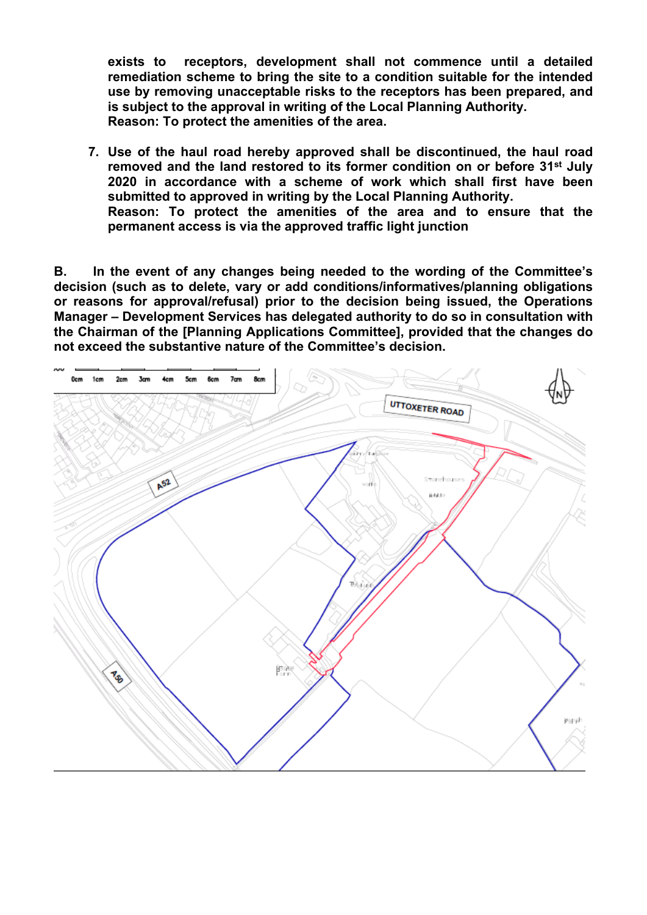**exists to receptors, development shall not commence until a detailed remediation scheme to bring the site to a condition suitable for the intended use by removing unacceptable risks to the receptors has been prepared, and is subject to the approval in writing of the Local Planning Authority.**
**Reason: To protect the amenities of the area.**

7. **Use of the haul road hereby approved shall be discontinued, the haul road removed and the land restored to its former condition on or before 31st July 2020 in accordance with a scheme of work which shall first have been submitted to approved in writing by the Local Planning Authority.**
   **Reason: To protect the amenities of the area and to ensure that the permanent access is via the approved traffic light junction**

**B. In the event of any changes being needed to the wording of the Committee's decision (such as to delete, vary or add conditions/informatives/planning obligations or reasons for approval/refusal) prior to the decision being issued, the Operations Manager – Development Services has delegated authority to do so in consultation with the Chairman of the [Planning Applications Committee], provided that the changes do not exceed the substantive nature of the Committee's decision.**

0cm 1cm 2cm 3cm 4cm 5cm 6cm 7cm 8cm

N

UTTOXETER ROAD

A52

A50

Stonehouses